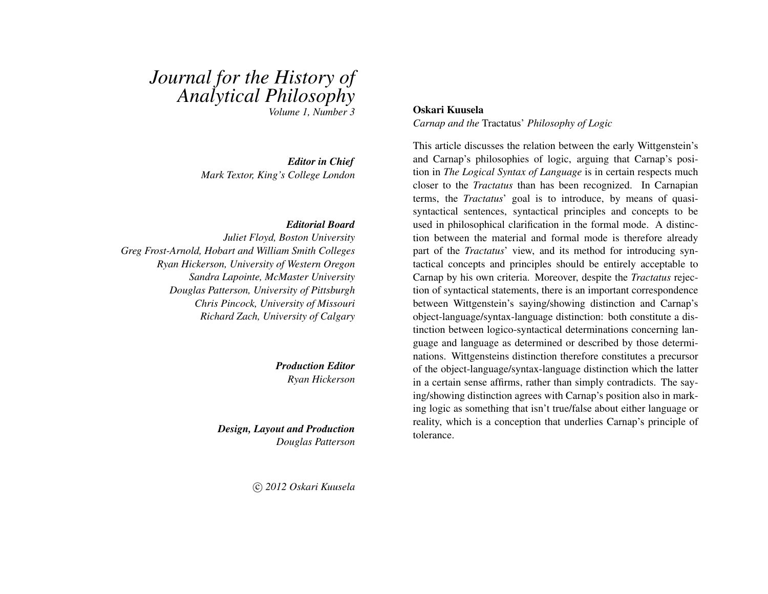# *Journal for the History of Analytical Philosophy*

*Volume 1, Number 3*

***Editor in Chief***
*Mark Textor, King's College London*

***Editorial Board***
*Juliet Floyd, Boston University*
*Greg Frost-Arnold, Hobart and William Smith Colleges*
*Ryan Hickerson, University of Western Oregon*
*Sandra Lapointe, McMaster University*
*Douglas Patterson, University of Pittsburgh*
*Chris Pincock, University of Missouri*
*Richard Zach, University of Calgary*

***Production Editor***
*Ryan Hickerson*

***Design, Layout and Production***
*Douglas Patterson*

*© 2012 Oskari Kuusela*

**Oskari Kuusela**

*Carnap and the* Tractatus' *Philosophy of Logic*

This article discusses the relation between the early Wittgenstein's and Carnap's philosophies of logic, arguing that Carnap's position in *The Logical Syntax of Language* is in certain respects much closer to the *Tractatus* than has been recognized. In Carnapian terms, the *Tractatus*' goal is to introduce, by means of quasi-syntactical sentences, syntactical principles and concepts to be used in philosophical clarification in the formal mode. A distinction between the material and formal mode is therefore already part of the *Tractatus*' view, and its method for introducing syntactical concepts and principles should be entirely acceptable to Carnap by his own criteria. Moreover, despite the *Tractatus* rejection of syntactical statements, there is an important correspondence between Wittgenstein's saying/showing distinction and Carnap's object-language/syntax-language distinction: both constitute a distinction between logico-syntactical determinations concerning language and language as determined or described by those determinations. Wittgensteins distinction therefore constitutes a precursor of the object-language/syntax-language distinction which the latter in a certain sense affirms, rather than simply contradicts. The saying/showing distinction agrees with Carnap's position also in marking logic as something that isn't true/false about either language or reality, which is a conception that underlies Carnap's principle of tolerance.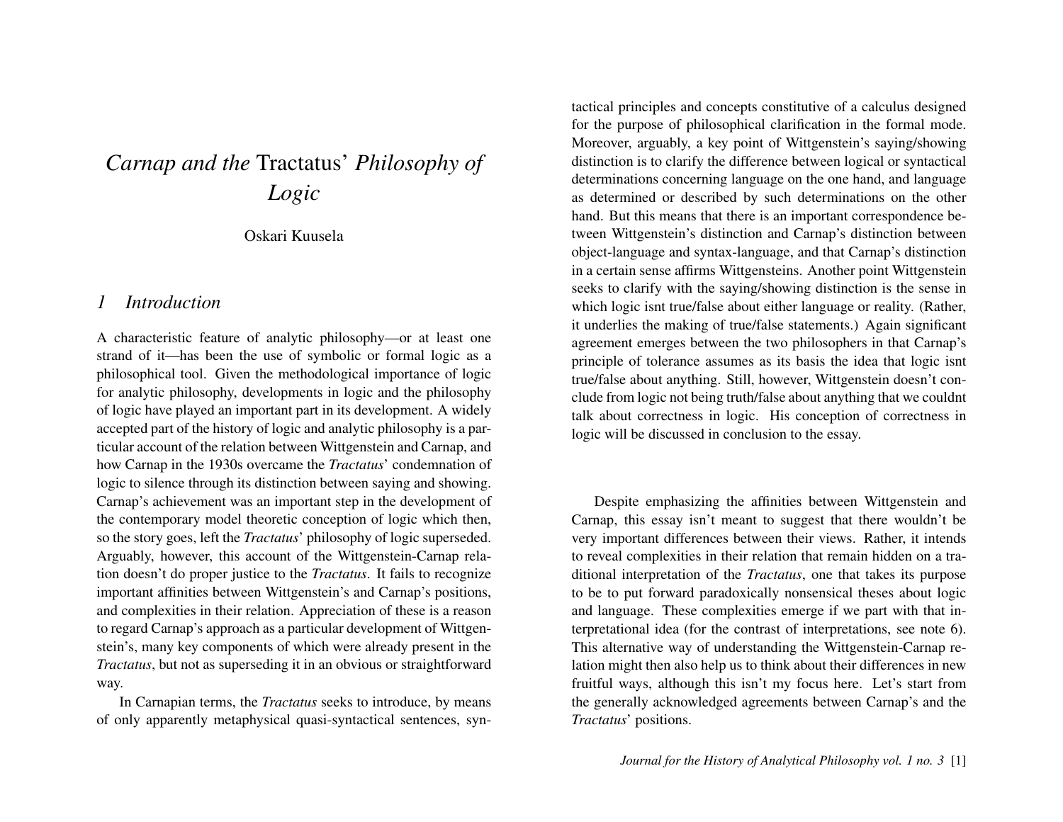# *Carnap and the* Tractatus' *Philosophy of Logic*

Oskari Kuusela

## *1 Introduction*

A characteristic feature of analytic philosophy—or at least one strand of it—has been the use of symbolic or formal logic as a philosophical tool. Given the methodological importance of logic for analytic philosophy, developments in logic and the philosophy of logic have played an important part in its development. A widely accepted part of the history of logic and analytic philosophy is a particular account of the relation between Wittgenstein and Carnap, and how Carnap in the 1930s overcame the *Tractatus*' condemnation of logic to silence through its distinction between saying and showing. Carnap's achievement was an important step in the development of the contemporary model theoretic conception of logic which then, so the story goes, left the *Tractatus*' philosophy of logic superseded. Arguably, however, this account of the Wittgenstein-Carnap relation doesn't do proper justice to the *Tractatus*. It fails to recognize important affinities between Wittgenstein's and Carnap's positions, and complexities in their relation. Appreciation of these is a reason to regard Carnap's approach as a particular development of Wittgenstein's, many key components of which were already present in the *Tractatus*, but not as superseding it in an obvious or straightforward way.

In Carnapian terms, the *Tractatus* seeks to introduce, by means of only apparently metaphysical quasi-syntactical sentences, syntactical principles and concepts constitutive of a calculus designed for the purpose of philosophical clarification in the formal mode. Moreover, arguably, a key point of Wittgenstein's saying/showing distinction is to clarify the difference between logical or syntactical determinations concerning language on the one hand, and language as determined or described by such determinations on the other hand. But this means that there is an important correspondence between Wittgenstein's distinction and Carnap's distinction between object-language and syntax-language, and that Carnap's distinction in a certain sense affirms Wittgensteins. Another point Wittgenstein seeks to clarify with the saying/showing distinction is the sense in which logic isnt true/false about either language or reality. (Rather, it underlies the making of true/false statements.) Again significant agreement emerges between the two philosophers in that Carnap's principle of tolerance assumes as its basis the idea that logic isnt true/false about anything. Still, however, Wittgenstein doesn't conclude from logic not being truth/false about anything that we couldnt talk about correctness in logic. His conception of correctness in logic will be discussed in conclusion to the essay.

Despite emphasizing the affinities between Wittgenstein and Carnap, this essay isn't meant to suggest that there wouldn't be very important differences between their views. Rather, it intends to reveal complexities in their relation that remain hidden on a traditional interpretation of the *Tractatus*, one that takes its purpose to be to put forward paradoxically nonsensical theses about logic and language. These complexities emerge if we part with that interpretational idea (for the contrast of interpretations, see note 6). This alternative way of understanding the Wittgenstein-Carnap relation might then also help us to think about their differences in new fruitful ways, although this isn't my focus here. Let's start from the generally acknowledged agreements between Carnap's and the *Tractatus*' positions.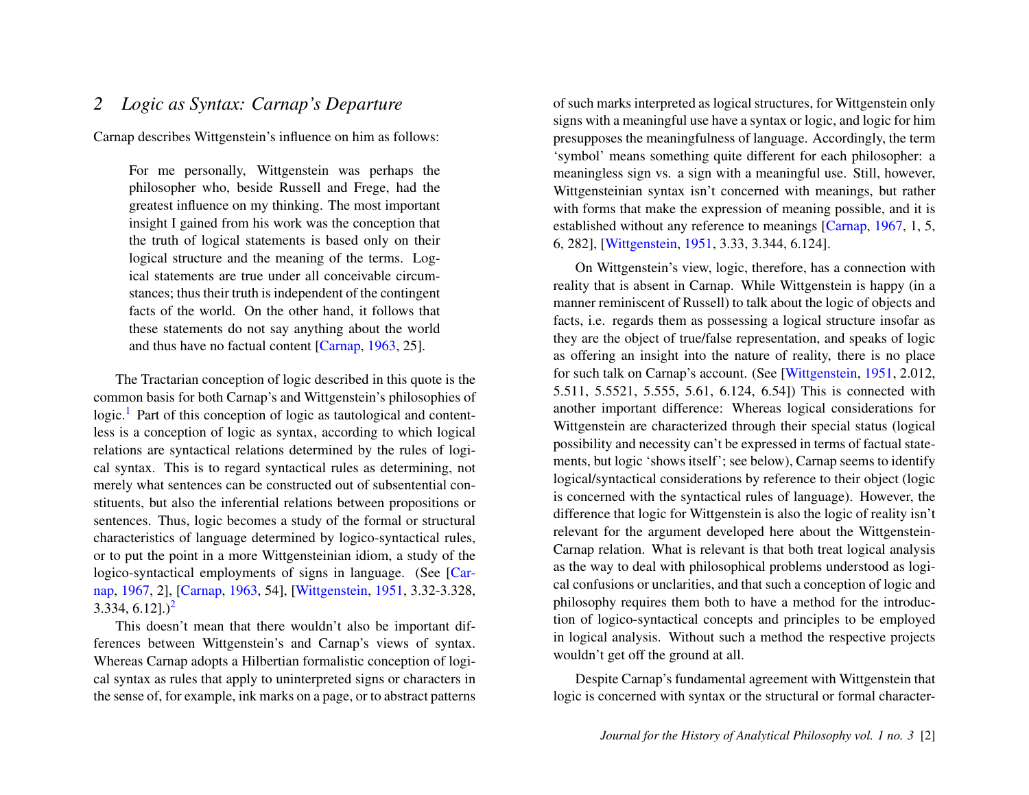## 2 *Logic as Syntax: Carnap's Departure*

Carnap describes Wittgenstein's influence on him as follows:

> For me personally, Wittgenstein was perhaps the philosopher who, beside Russell and Frege, had the greatest influence on my thinking. The most important insight I gained from his work was the conception that the truth of logical statements is based only on their logical structure and the meaning of the terms. Logical statements are true under all conceivable circumstances; thus their truth is independent of the contingent facts of the world. On the other hand, it follows that these statements do not say anything about the world and thus have no factual content [Carnap, 1963, 25].

The Tractarian conception of logic described in this quote is the common basis for both Carnap's and Wittgenstein's philosophies of logic.[1] Part of this conception of logic as tautological and contentless is a conception of logic as syntax, according to which logical relations are syntactical relations determined by the rules of logical syntax. This is to regard syntactical rules as determining, not merely what sentences can be constructed out of subsentential constituents, but also the inferential relations between propositions or sentences. Thus, logic becomes a study of the formal or structural characteristics of language determined by logico-syntactical rules, or to put the point in a more Wittgensteinian idiom, a study of the logico-syntactical employments of signs in language. (See [Carnap, 1967, 2], [Carnap, 1963, 54], [Wittgenstein, 1951, 3.32-3.328, 3.334, 6.12].)[2]

This doesn't mean that there wouldn't also be important differences between Wittgenstein's and Carnap's views of syntax. Whereas Carnap adopts a Hilbertian formalistic conception of logical syntax as rules that apply to uninterpreted signs or characters in the sense of, for example, ink marks on a page, or to abstract patterns of such marks interpreted as logical structures, for Wittgenstein only signs with a meaningful use have a syntax or logic, and logic for him presupposes the meaningfulness of language. Accordingly, the term 'symbol' means something quite different for each philosopher: a meaningless sign vs. a sign with a meaningful use. Still, however, Wittgensteinian syntax isn't concerned with meanings, but rather with forms that make the expression of meaning possible, and it is established without any reference to meanings [Carnap, 1967, 1, 5, 6, 282], [Wittgenstein, 1951, 3.33, 3.344, 6.124].

On Wittgenstein's view, logic, therefore, has a connection with reality that is absent in Carnap. While Wittgenstein is happy (in a manner reminiscent of Russell) to talk about the logic of objects and facts, i.e. regards them as possessing a logical structure insofar as they are the object of true/false representation, and speaks of logic as offering an insight into the nature of reality, there is no place for such talk on Carnap's account. (See [Wittgenstein, 1951, 2.012, 5.511, 5.5521, 5.555, 5.61, 6.124, 6.54]) This is connected with another important difference: Whereas logical considerations for Wittgenstein are characterized through their special status (logical possibility and necessity can't be expressed in terms of factual statements, but logic 'shows itself'; see below), Carnap seems to identify logical/syntactical considerations by reference to their object (logic is concerned with the syntactical rules of language). However, the difference that logic for Wittgenstein is also the logic of reality isn't relevant for the argument developed here about the Wittgenstein-Carnap relation. What is relevant is that both treat logical analysis as the way to deal with philosophical problems understood as logical confusions or unclarities, and that such a conception of logic and philosophy requires them both to have a method for the introduction of logico-syntactical concepts and principles to be employed in logical analysis. Without such a method the respective projects wouldn't get off the ground at all.

Despite Carnap's fundamental agreement with Wittgenstein that logic is concerned with syntax or the structural or formal character-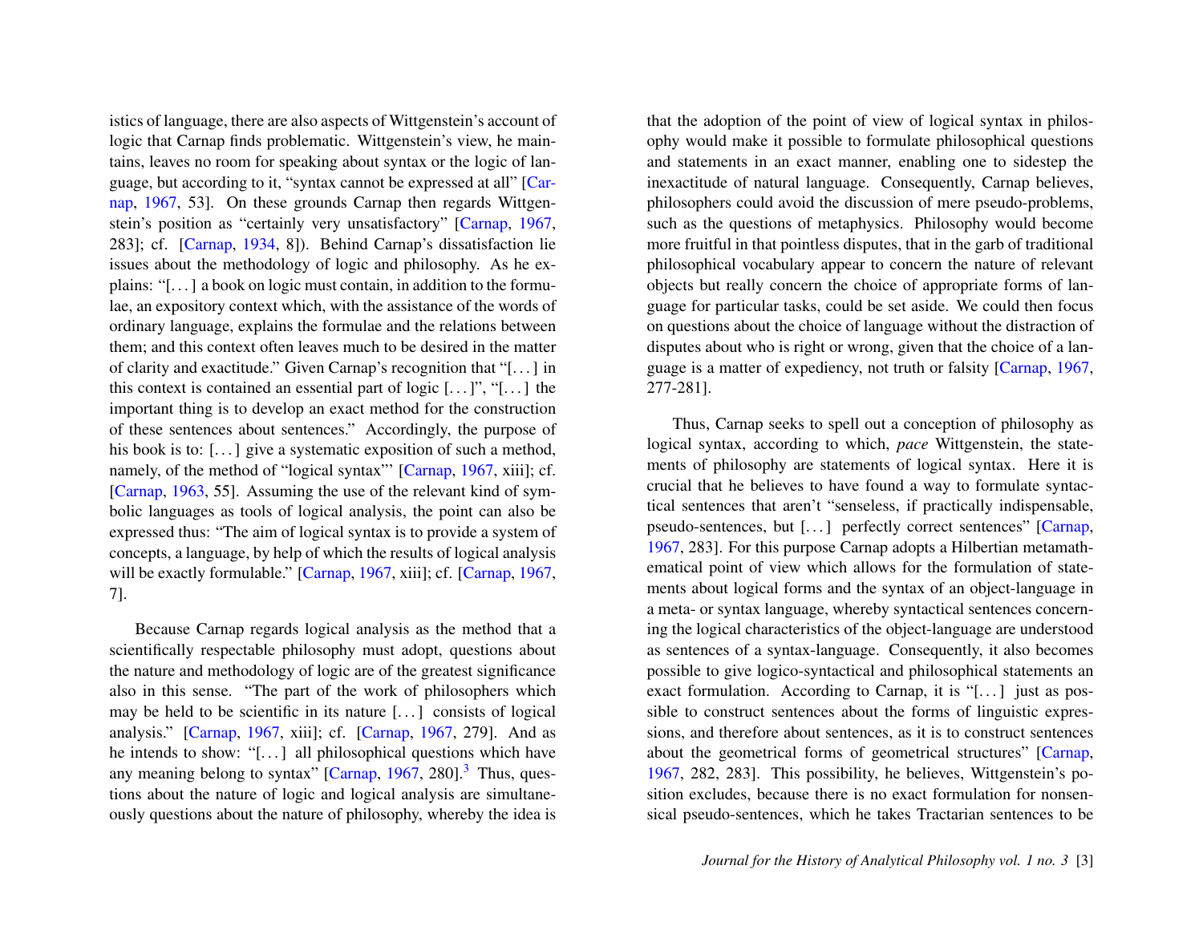istics of language, there are also aspects of Wittgenstein's account of logic that Carnap finds problematic. Wittgenstein's view, he maintains, leaves no room for speaking about syntax or the logic of language, but according to it, "syntax cannot be expressed at all" [Carnap, 1967, 53]. On these grounds Carnap then regards Wittgenstein's position as "certainly very unsatisfactory" [Carnap, 1967, 283]; cf. [Carnap, 1934, 8]). Behind Carnap's dissatisfaction lie issues about the methodology of logic and philosophy. As he explains: "[...] a book on logic must contain, in addition to the formulae, an expository context which, with the assistance of the words of ordinary language, explains the formulae and the relations between them; and this context often leaves much to be desired in the matter of clarity and exactitude." Given Carnap's recognition that "[...] in this context is contained an essential part of logic [...]", "[...] the important thing is to develop an exact method for the construction of these sentences about sentences." Accordingly, the purpose of his book is to: [...] give a systematic exposition of such a method, namely, of the method of "logical syntax"' [Carnap, 1967, xiii]; cf. [Carnap, 1963, 55]. Assuming the use of the relevant kind of symbolic languages as tools of logical analysis, the point can also be expressed thus: "The aim of logical syntax is to provide a system of concepts, a language, by help of which the results of logical analysis will be exactly formulable." [Carnap, 1967, xiii]; cf. [Carnap, 1967, 7].

Because Carnap regards logical analysis as the method that a scientifically respectable philosophy must adopt, questions about the nature and methodology of logic are of the greatest significance also in this sense. "The part of the work of philosophers which may be held to be scientific in its nature [...] consists of logical analysis." [Carnap, 1967, xiii]; cf. [Carnap, 1967, 279]. And as he intends to show: "[...] all philosophical questions which have any meaning belong to syntax" [Carnap, 1967, 280].[3] Thus, questions about the nature of logic and logical analysis are simultaneously questions about the nature of philosophy, whereby the idea is that the adoption of the point of view of logical syntax in philosophy would make it possible to formulate philosophical questions and statements in an exact manner, enabling one to sidestep the inexactitude of natural language. Consequently, Carnap believes, philosophers could avoid the discussion of mere pseudo-problems, such as the questions of metaphysics. Philosophy would become more fruitful in that pointless disputes, that in the garb of traditional philosophical vocabulary appear to concern the nature of relevant objects but really concern the choice of appropriate forms of language for particular tasks, could be set aside. We could then focus on questions about the choice of language without the distraction of disputes about who is right or wrong, given that the choice of a language is a matter of expediency, not truth or falsity [Carnap, 1967, 277-281].

Thus, Carnap seeks to spell out a conception of philosophy as logical syntax, according to which, *pace* Wittgenstein, the statements of philosophy are statements of logical syntax. Here it is crucial that he believes to have found a way to formulate syntactical sentences that aren't "senseless, if practically indispensable, pseudo-sentences, but [...] perfectly correct sentences" [Carnap, 1967, 283]. For this purpose Carnap adopts a Hilbertian metamathematical point of view which allows for the formulation of statements about logical forms and the syntax of an object-language in a meta- or syntax language, whereby syntactical sentences concerning the logical characteristics of the object-language are understood as sentences of a syntax-language. Consequently, it also becomes possible to give logico-syntactical and philosophical statements an exact formulation. According to Carnap, it is "[...] just as possible to construct sentences about the forms of linguistic expressions, and therefore about sentences, as it is to construct sentences about the geometrical forms of geometrical structures" [Carnap, 1967, 282, 283]. This possibility, he believes, Wittgenstein's position excludes, because there is no exact formulation for nonsensical pseudo-sentences, which he takes Tractarian sentences to be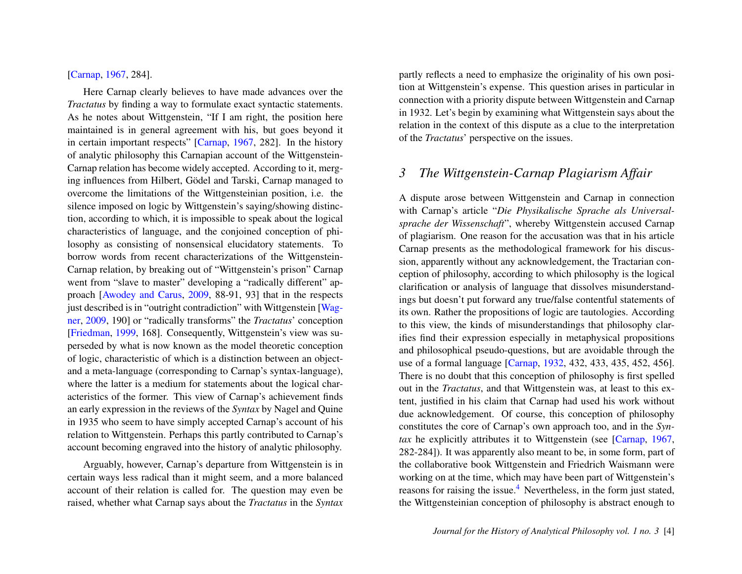[Carnap, 1967, 284].

Here Carnap clearly believes to have made advances over the *Tractatus* by finding a way to formulate exact syntactic statements. As he notes about Wittgenstein, "If I am right, the position here maintained is in general agreement with his, but goes beyond it in certain important respects" [Carnap, 1967, 282]. In the history of analytic philosophy this Carnapian account of the Wittgenstein-Carnap relation has become widely accepted. According to it, merging influences from Hilbert, Gödel and Tarski, Carnap managed to overcome the limitations of the Wittgensteinian position, i.e. the silence imposed on logic by Wittgenstein's saying/showing distinction, according to which, it is impossible to speak about the logical characteristics of language, and the conjoined conception of philosophy as consisting of nonsensical elucidatory statements. To borrow words from recent characterizations of the Wittgenstein-Carnap relation, by breaking out of "Wittgenstein's prison" Carnap went from "slave to master" developing a "radically different" approach [Awodey and Carus, 2009, 88-91, 93] that in the respects just described is in "outright contradiction" with Wittgenstein [Wagner, 2009, 190] or "radically transforms" the *Tractatus*' conception [Friedman, 1999, 168]. Consequently, Wittgenstein's view was superseded by what is now known as the model theoretic conception of logic, characteristic of which is a distinction between an object- and a meta-language (corresponding to Carnap's syntax-language), where the latter is a medium for statements about the logical characteristics of the former. This view of Carnap's achievement finds an early expression in the reviews of the *Syntax* by Nagel and Quine in 1935 who seem to have simply accepted Carnap's account of his relation to Wittgenstein. Perhaps this partly contributed to Carnap's account becoming engraved into the history of analytic philosophy.

Arguably, however, Carnap's departure from Wittgenstein is in certain ways less radical than it might seem, and a more balanced account of their relation is called for. The question may even be raised, whether what Carnap says about the *Tractatus* in the *Syntax* partly reflects a need to emphasize the originality of his own position at Wittgenstein's expense. This question arises in particular in connection with a priority dispute between Wittgenstein and Carnap in 1932. Let's begin by examining what Wittgenstein says about the relation in the context of this dispute as a clue to the interpretation of the *Tractatus*' perspective on the issues.

## 3 The Wittgenstein-Carnap Plagiarism Affair

A dispute arose between Wittgenstein and Carnap in connection with Carnap's article "*Die Physikalische Sprache als Universalsprache der Wissenschaft*", whereby Wittgenstein accused Carnap of plagiarism. One reason for the accusation was that in his article Carnap presents as the methodological framework for his discussion, apparently without any acknowledgement, the Tractarian conception of philosophy, according to which philosophy is the logical clarification or analysis of language that dissolves misunderstandings but doesn't put forward any true/false contentful statements of its own. Rather the propositions of logic are tautologies. According to this view, the kinds of misunderstandings that philosophy clarifies find their expression especially in metaphysical propositions and philosophical pseudo-questions, but are avoidable through the use of a formal language [Carnap, 1932, 432, 433, 435, 452, 456]. There is no doubt that this conception of philosophy is first spelled out in the *Tractatus*, and that Wittgenstein was, at least to this extent, justified in his claim that Carnap had used his work without due acknowledgement. Of course, this conception of philosophy constitutes the core of Carnap's own approach too, and in the *Syntax* he explicitly attributes it to Wittgenstein (see [Carnap, 1967, 282-284]). It was apparently also meant to be, in some form, part of the collaborative book Wittgenstein and Friedrich Waismann were working on at the time, which may have been part of Wittgenstein's reasons for raising the issue.[4] Nevertheless, in the form just stated, the Wittgensteinian conception of philosophy is abstract enough to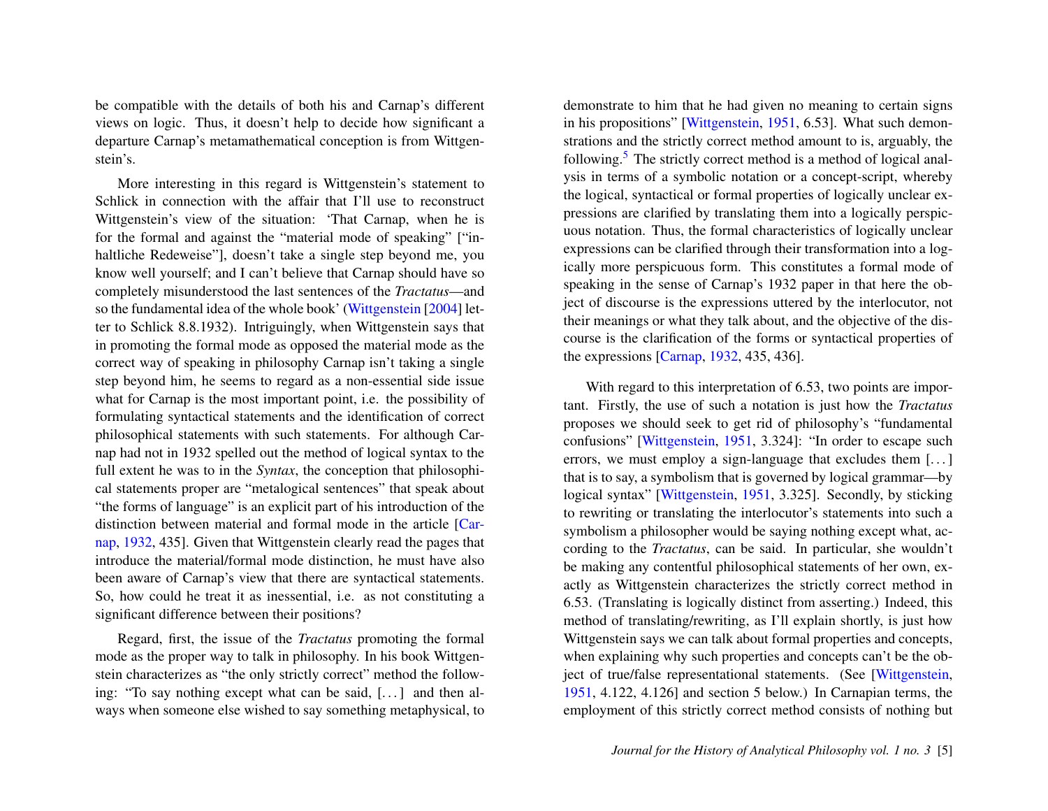be compatible with the details of both his and Carnap's different views on logic. Thus, it doesn't help to decide how significant a departure Carnap's metamathematical conception is from Wittgenstein's.

More interesting in this regard is Wittgenstein's statement to Schlick in connection with the affair that I'll use to reconstruct Wittgenstein's view of the situation: 'That Carnap, when he is for the formal and against the "material mode of speaking" ["inhaltliche Redeweise"], doesn't take a single step beyond me, you know well yourself; and I can't believe that Carnap should have so completely misunderstood the last sentences of the *Tractatus*—and so the fundamental idea of the whole book' (Wittgenstein [2004] letter to Schlick 8.8.1932). Intriguingly, when Wittgenstein says that in promoting the formal mode as opposed the material mode as the correct way of speaking in philosophy Carnap isn't taking a single step beyond him, he seems to regard as a non-essential side issue what for Carnap is the most important point, i.e. the possibility of formulating syntactical statements and the identification of correct philosophical statements with such statements. For although Carnap had not in 1932 spelled out the method of logical syntax to the full extent he was to in the *Syntax*, the conception that philosophical statements proper are "metalogical sentences" that speak about "the forms of language" is an explicit part of his introduction of the distinction between material and formal mode in the article [Carnap, 1932, 435]. Given that Wittgenstein clearly read the pages that introduce the material/formal mode distinction, he must have also been aware of Carnap's view that there are syntactical statements. So, how could he treat it as inessential, i.e. as not constituting a significant difference between their positions?

Regard, first, the issue of the *Tractatus* promoting the formal mode as the proper way to talk in philosophy. In his book Wittgenstein characterizes as "the only strictly correct" method the following: "To say nothing except what can be said, [. . . ] and then always when someone else wished to say something metaphysical, to demonstrate to him that he had given no meaning to certain signs in his propositions" [Wittgenstein, 1951, 6.53]. What such demonstrations and the strictly correct method amount to is, arguably, the following.[5] The strictly correct method is a method of logical analysis in terms of a symbolic notation or a concept-script, whereby the logical, syntactical or formal properties of logically unclear expressions are clarified by translating them into a logically perspicuous notation. Thus, the formal characteristics of logically unclear expressions can be clarified through their transformation into a logically more perspicuous form. This constitutes a formal mode of speaking in the sense of Carnap's 1932 paper in that here the object of discourse is the expressions uttered by the interlocutor, not their meanings or what they talk about, and the objective of the discourse is the clarification of the forms or syntactical properties of the expressions [Carnap, 1932, 435, 436].

With regard to this interpretation of 6.53, two points are important. Firstly, the use of such a notation is just how the *Tractatus* proposes we should seek to get rid of philosophy's "fundamental confusions" [Wittgenstein, 1951, 3.324]: "In order to escape such errors, we must employ a sign-language that excludes them [. . . ] that is to say, a symbolism that is governed by logical grammar—by logical syntax" [Wittgenstein, 1951, 3.325]. Secondly, by sticking to rewriting or translating the interlocutor's statements into such a symbolism a philosopher would be saying nothing except what, according to the *Tractatus*, can be said. In particular, she wouldn't be making any contentful philosophical statements of her own, exactly as Wittgenstein characterizes the strictly correct method in 6.53. (Translating is logically distinct from asserting.) Indeed, this method of translating/rewriting, as I'll explain shortly, is just how Wittgenstein says we can talk about formal properties and concepts, when explaining why such properties and concepts can't be the object of true/false representational statements. (See [Wittgenstein, 1951, 4.122, 4.126] and section 5 below.) In Carnapian terms, the employment of this strictly correct method consists of nothing but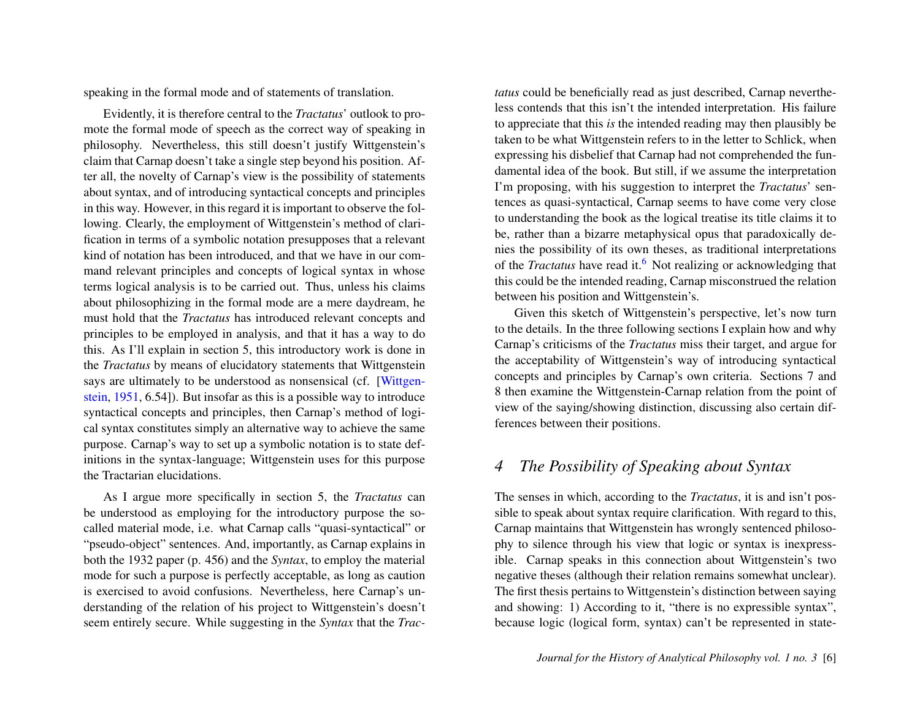speaking in the formal mode and of statements of translation.

Evidently, it is therefore central to the *Tractatus*' outlook to promote the formal mode of speech as the correct way of speaking in philosophy. Nevertheless, this still doesn't justify Wittgenstein's claim that Carnap doesn't take a single step beyond his position. After all, the novelty of Carnap's view is the possibility of statements about syntax, and of introducing syntactical concepts and principles in this way. However, in this regard it is important to observe the following. Clearly, the employment of Wittgenstein's method of clarification in terms of a symbolic notation presupposes that a relevant kind of notation has been introduced, and that we have in our command relevant principles and concepts of logical syntax in whose terms logical analysis is to be carried out. Thus, unless his claims about philosophizing in the formal mode are a mere daydream, he must hold that the *Tractatus* has introduced relevant concepts and principles to be employed in analysis, and that it has a way to do this. As I'll explain in section 5, this introductory work is done in the *Tractatus* by means of elucidatory statements that Wittgenstein says are ultimately to be understood as nonsensical (cf. [Wittgenstein, 1951, 6.54]). But insofar as this is a possible way to introduce syntactical concepts and principles, then Carnap's method of logical syntax constitutes simply an alternative way to achieve the same purpose. Carnap's way to set up a symbolic notation is to state definitions in the syntax-language; Wittgenstein uses for this purpose the Tractarian elucidations.

As I argue more specifically in section 5, the *Tractatus* can be understood as employing for the introductory purpose the so-called material mode, i.e. what Carnap calls "quasi-syntactical" or "pseudo-object" sentences. And, importantly, as Carnap explains in both the 1932 paper (p. 456) and the *Syntax*, to employ the material mode for such a purpose is perfectly acceptable, as long as caution is exercised to avoid confusions. Nevertheless, here Carnap's understanding of the relation of his project to Wittgenstein's doesn't seem entirely secure. While suggesting in the *Syntax* that the *Tractatus* could be beneficially read as just described, Carnap nevertheless contends that this isn't the intended interpretation. His failure to appreciate that this *is* the intended reading may then plausibly be taken to be what Wittgenstein refers to in the letter to Schlick, when expressing his disbelief that Carnap had not comprehended the fundamental idea of the book. But still, if we assume the interpretation I'm proposing, with his suggestion to interpret the *Tractatus*' sentences as quasi-syntactical, Carnap seems to have come very close to understanding the book as the logical treatise its title claims it to be, rather than a bizarre metaphysical opus that paradoxically denies the possibility of its own theses, as traditional interpretations of the *Tractatus* have read it.[6] Not realizing or acknowledging that this could be the intended reading, Carnap misconstrued the relation between his position and Wittgenstein's.

Given this sketch of Wittgenstein's perspective, let's now turn to the details. In the three following sections I explain how and why Carnap's criticisms of the *Tractatus* miss their target, and argue for the acceptability of Wittgenstein's way of introducing syntactical concepts and principles by Carnap's own criteria. Sections 7 and 8 then examine the Wittgenstein-Carnap relation from the point of view of the saying/showing distinction, discussing also certain differences between their positions.

## 4 The Possibility of Speaking about Syntax

The senses in which, according to the *Tractatus*, it is and isn't possible to speak about syntax require clarification. With regard to this, Carnap maintains that Wittgenstein has wrongly sentenced philosophy to silence through his view that logic or syntax is inexpressible. Carnap speaks in this connection about Wittgenstein's two negative theses (although their relation remains somewhat unclear). The first thesis pertains to Wittgenstein's distinction between saying and showing: 1) According to it, "there is no expressible syntax", because logic (logical form, syntax) can't be represented in state-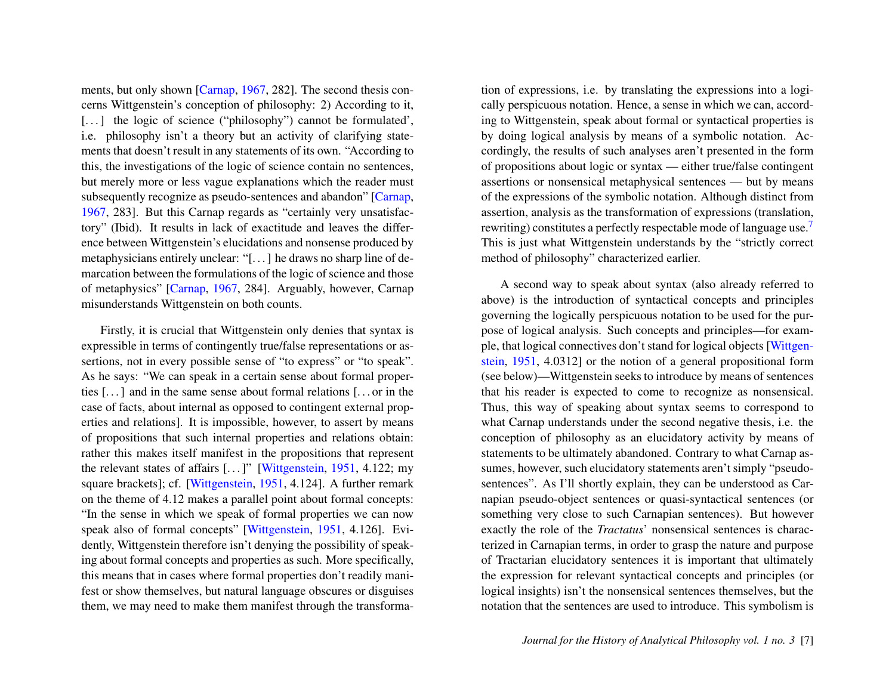ments, but only shown [Carnap, 1967, 282]. The second thesis concerns Wittgenstein's conception of philosophy: 2) According to it, [. . . ] the logic of science ("philosophy") cannot be formulated', i.e. philosophy isn't a theory but an activity of clarifying statements that doesn't result in any statements of its own. "According to this, the investigations of the logic of science contain no sentences, but merely more or less vague explanations which the reader must subsequently recognize as pseudo-sentences and abandon" [Carnap, 1967, 283]. But this Carnap regards as "certainly very unsatisfactory" (Ibid). It results in lack of exactitude and leaves the difference between Wittgenstein's elucidations and nonsense produced by metaphysicians entirely unclear: "[. . . ] he draws no sharp line of demarcation between the formulations of the logic of science and those of metaphysics" [Carnap, 1967, 284]. Arguably, however, Carnap misunderstands Wittgenstein on both counts.

Firstly, it is crucial that Wittgenstein only denies that syntax is expressible in terms of contingently true/false representations or assertions, not in every possible sense of "to express" or "to speak". As he says: "We can speak in a certain sense about formal properties [. . . ] and in the same sense about formal relations [. . . or in the case of facts, about internal as opposed to contingent external properties and relations]. It is impossible, however, to assert by means of propositions that such internal properties and relations obtain: rather this makes itself manifest in the propositions that represent the relevant states of affairs [. . . ]" [Wittgenstein, 1951, 4.122; my square brackets]; cf. [Wittgenstein, 1951, 4.124]. A further remark on the theme of 4.12 makes a parallel point about formal concepts: "In the sense in which we speak of formal properties we can now speak also of formal concepts" [Wittgenstein, 1951, 4.126]. Evidently, Wittgenstein therefore isn't denying the possibility of speaking about formal concepts and properties as such. More specifically, this means that in cases where formal properties don't readily manifest or show themselves, but natural language obscures or disguises them, we may need to make them manifest through the transformation of expressions, i.e. by translating the expressions into a logically perspicuous notation. Hence, a sense in which we can, according to Wittgenstein, speak about formal or syntactical properties is by doing logical analysis by means of a symbolic notation. Accordingly, the results of such analyses aren't presented in the form of propositions about logic or syntax — either true/false contingent assertions or nonsensical metaphysical sentences — but by means of the expressions of the symbolic notation. Although distinct from assertion, analysis as the transformation of expressions (translation, rewriting) constitutes a perfectly respectable mode of language use.[7] This is just what Wittgenstein understands by the "strictly correct method of philosophy" characterized earlier.

A second way to speak about syntax (also already referred to above) is the introduction of syntactical concepts and principles governing the logically perspicuous notation to be used for the purpose of logical analysis. Such concepts and principles—for example, that logical connectives don't stand for logical objects [Wittgenstein, 1951, 4.0312] or the notion of a general propositional form (see below)—Wittgenstein seeks to introduce by means of sentences that his reader is expected to come to recognize as nonsensical. Thus, this way of speaking about syntax seems to correspond to what Carnap understands under the second negative thesis, i.e. the conception of philosophy as an elucidatory activity by means of statements to be ultimately abandoned. Contrary to what Carnap assumes, however, such elucidatory statements aren't simply "pseudo-sentences". As I'll shortly explain, they can be understood as Carnapian pseudo-object sentences or quasi-syntactical sentences (or something very close to such Carnapian sentences). But however exactly the role of the *Tractatus*' nonsensical sentences is characterized in Carnapian terms, in order to grasp the nature and purpose of Tractarian elucidatory sentences it is important that ultimately the expression for relevant syntactical concepts and principles (or logical insights) isn't the nonsensical sentences themselves, but the notation that the sentences are used to introduce. This symbolism is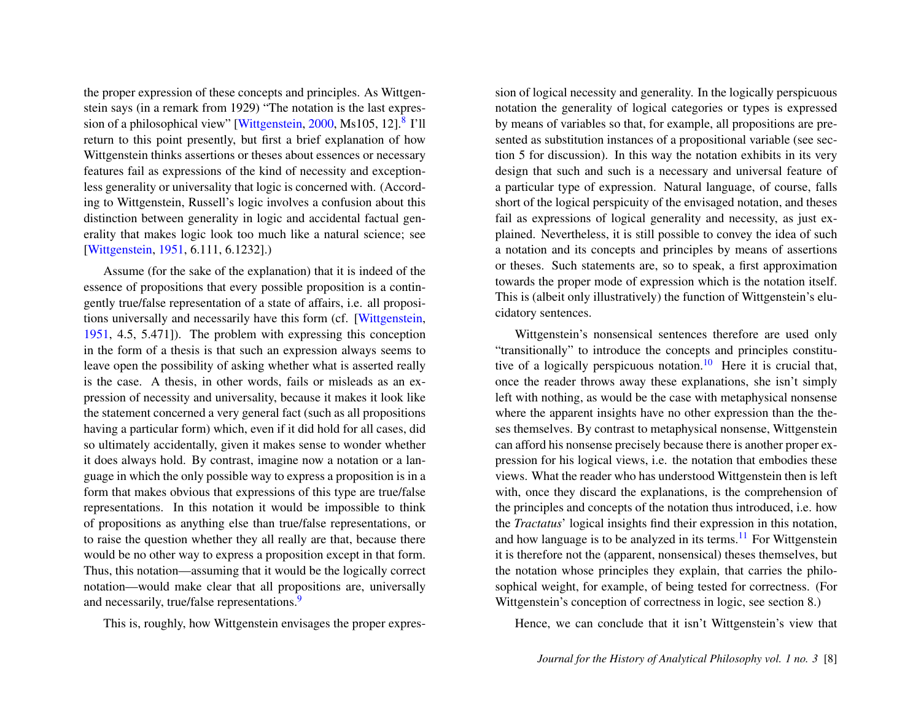the proper expression of these concepts and principles. As Wittgenstein says (in a remark from 1929) "The notation is the last expression of a philosophical view" [Wittgenstein, 2000, Ms105, 12].[8] I'll return to this point presently, but first a brief explanation of how Wittgenstein thinks assertions or theses about essences or necessary features fail as expressions of the kind of necessity and exceptionless generality or universality that logic is concerned with. (According to Wittgenstein, Russell's logic involves a confusion about this distinction between generality in logic and accidental factual generality that makes logic look too much like a natural science; see [Wittgenstein, 1951, 6.111, 6.1232].)

Assume (for the sake of the explanation) that it is indeed of the essence of propositions that every possible proposition is a contingently true/false representation of a state of affairs, i.e. all propositions universally and necessarily have this form (cf. [Wittgenstein, 1951, 4.5, 5.471]). The problem with expressing this conception in the form of a thesis is that such an expression always seems to leave open the possibility of asking whether what is asserted really is the case. A thesis, in other words, fails or misleads as an expression of necessity and universality, because it makes it look like the statement concerned a very general fact (such as all propositions having a particular form) which, even if it did hold for all cases, did so ultimately accidentally, given it makes sense to wonder whether it does always hold. By contrast, imagine now a notation or a language in which the only possible way to express a proposition is in a form that makes obvious that expressions of this type are true/false representations. In this notation it would be impossible to think of propositions as anything else than true/false representations, or to raise the question whether they all really are that, because there would be no other way to express a proposition except in that form. Thus, this notation—assuming that it would be the logically correct notation—would make clear that all propositions are, universally and necessarily, true/false representations.[9]

This is, roughly, how Wittgenstein envisages the proper expression of logical necessity and generality. In the logically perspicuous notation the generality of logical categories or types is expressed by means of variables so that, for example, all propositions are presented as substitution instances of a propositional variable (see section 5 for discussion). In this way the notation exhibits in its very design that such and such is a necessary and universal feature of a particular type of expression. Natural language, of course, falls short of the logical perspicuity of the envisaged notation, and theses fail as expressions of logical generality and necessity, as just explained. Nevertheless, it is still possible to convey the idea of such a notation and its concepts and principles by means of assertions or theses. Such statements are, so to speak, a first approximation towards the proper mode of expression which is the notation itself. This is (albeit only illustratively) the function of Wittgenstein's elucidatory sentences.

Wittgenstein's nonsensical sentences therefore are used only "transitionally" to introduce the concepts and principles constitutive of a logically perspicuous notation.[10] Here it is crucial that, once the reader throws away these explanations, she isn't simply left with nothing, as would be the case with metaphysical nonsense where the apparent insights have no other expression than the theses themselves. By contrast to metaphysical nonsense, Wittgenstein can afford his nonsense precisely because there is another proper expression for his logical views, i.e. the notation that embodies these views. What the reader who has understood Wittgenstein then is left with, once they discard the explanations, is the comprehension of the principles and concepts of the notation thus introduced, i.e. how the *Tractatus*' logical insights find their expression in this notation, and how language is to be analyzed in its terms.[11] For Wittgenstein it is therefore not the (apparent, nonsensical) theses themselves, but the notation whose principles they explain, that carries the philosophical weight, for example, of being tested for correctness. (For Wittgenstein's conception of correctness in logic, see section 8.)

Hence, we can conclude that it isn't Wittgenstein's view that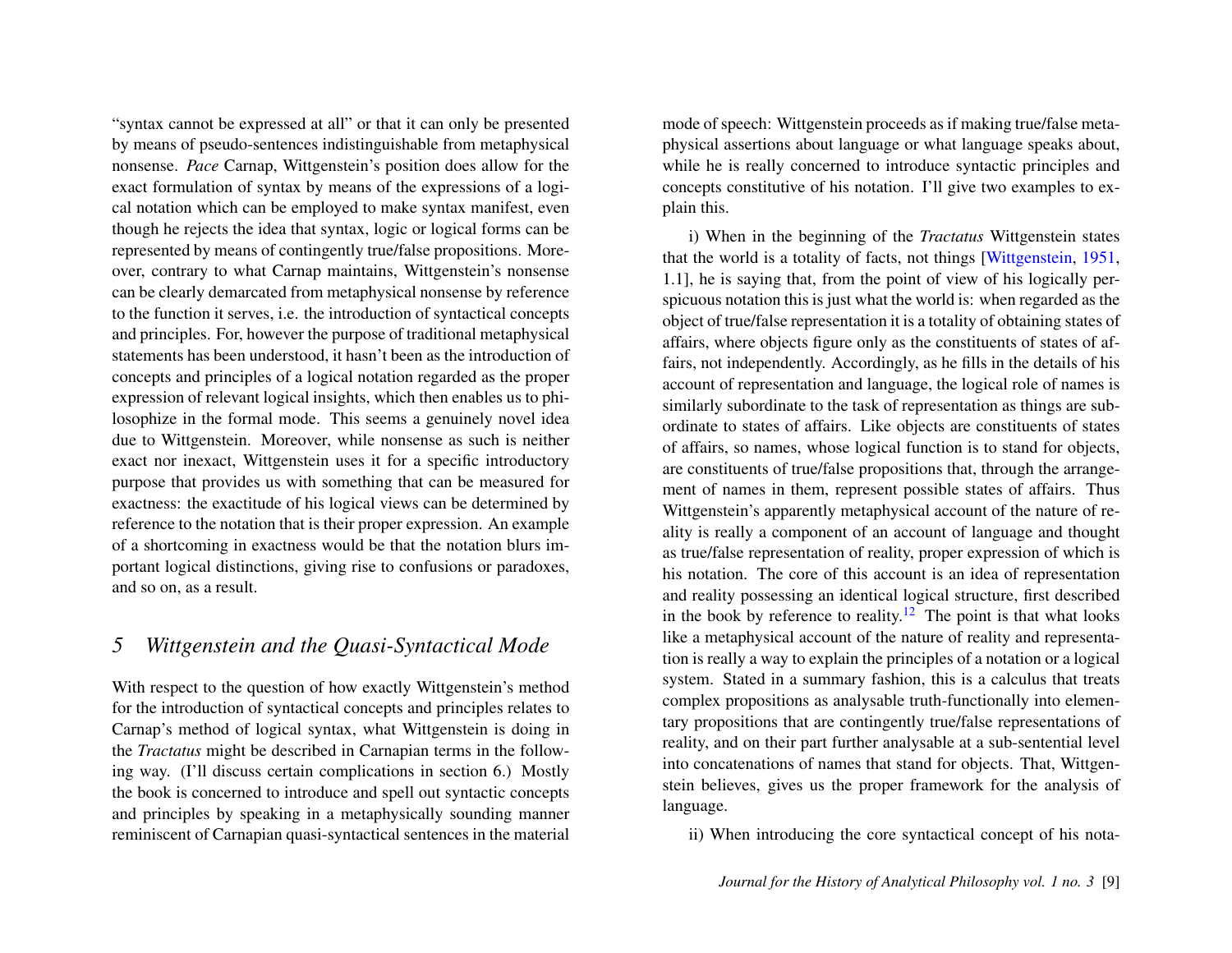"syntax cannot be expressed at all" or that it can only be presented by means of pseudo-sentences indistinguishable from metaphysical nonsense. *Pace* Carnap, Wittgenstein's position does allow for the exact formulation of syntax by means of the expressions of a logical notation which can be employed to make syntax manifest, even though he rejects the idea that syntax, logic or logical forms can be represented by means of contingently true/false propositions. Moreover, contrary to what Carnap maintains, Wittgenstein's nonsense can be clearly demarcated from metaphysical nonsense by reference to the function it serves, i.e. the introduction of syntactical concepts and principles. For, however the purpose of traditional metaphysical statements has been understood, it hasn't been as the introduction of concepts and principles of a logical notation regarded as the proper expression of relevant logical insights, which then enables us to philosophize in the formal mode. This seems a genuinely novel idea due to Wittgenstein. Moreover, while nonsense as such is neither exact nor inexact, Wittgenstein uses it for a specific introductory purpose that provides us with something that can be measured for exactness: the exactitude of his logical views can be determined by reference to the notation that is their proper expression. An example of a shortcoming in exactness would be that the notation blurs important logical distinctions, giving rise to confusions or paradoxes, and so on, as a result.

## 5 *Wittgenstein and the Quasi-Syntactical Mode*

With respect to the question of how exactly Wittgenstein's method for the introduction of syntactical concepts and principles relates to Carnap's method of logical syntax, what Wittgenstein is doing in the *Tractatus* might be described in Carnapian terms in the following way. (I'll discuss certain complications in section 6.) Mostly the book is concerned to introduce and spell out syntactic concepts and principles by speaking in a metaphysically sounding manner reminiscent of Carnapian quasi-syntactical sentences in the material mode of speech: Wittgenstein proceeds as if making true/false metaphysical assertions about language or what language speaks about, while he is really concerned to introduce syntactic principles and concepts constitutive of his notation. I'll give two examples to explain this.

i) When in the beginning of the *Tractatus* Wittgenstein states that the world is a totality of facts, not things [Wittgenstein, 1951, 1.1], he is saying that, from the point of view of his logically perspicuous notation this is just what the world is: when regarded as the object of true/false representation it is a totality of obtaining states of affairs, where objects figure only as the constituents of states of affairs, not independently. Accordingly, as he fills in the details of his account of representation and language, the logical role of names is similarly subordinate to the task of representation as things are subordinate to states of affairs. Like objects are constituents of states of affairs, so names, whose logical function is to stand for objects, are constituents of true/false propositions that, through the arrangement of names in them, represent possible states of affairs. Thus Wittgenstein's apparently metaphysical account of the nature of reality is really a component of an account of language and thought as true/false representation of reality, proper expression of which is his notation. The core of this account is an idea of representation and reality possessing an identical logical structure, first described in the book by reference to reality.[12] The point is that what looks like a metaphysical account of the nature of reality and representation is really a way to explain the principles of a notation or a logical system. Stated in a summary fashion, this is a calculus that treats complex propositions as analysable truth-functionally into elementary propositions that are contingently true/false representations of reality, and on their part further analysable at a sub-sentential level into concatenations of names that stand for objects. That, Wittgenstein believes, gives us the proper framework for the analysis of language.

ii) When introducing the core syntactical concept of his nota-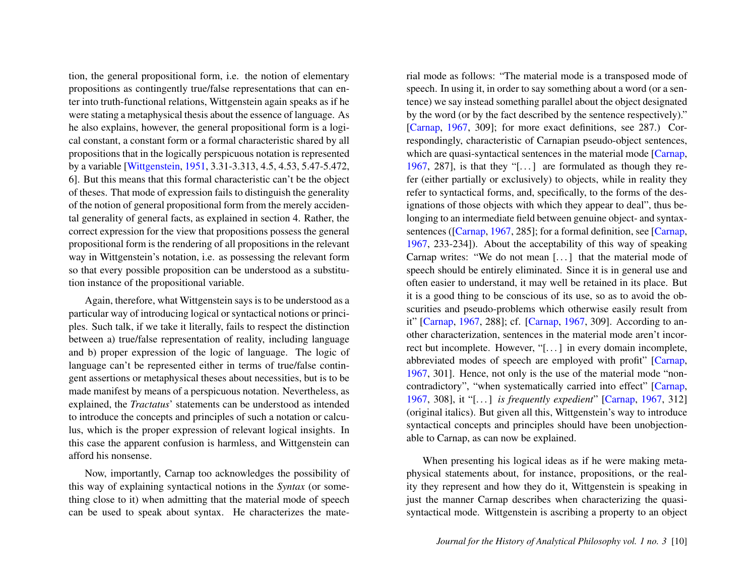tion, the general propositional form, i.e. the notion of elementary propositions as contingently true/false representations that can enter into truth-functional relations, Wittgenstein again speaks as if he were stating a metaphysical thesis about the essence of language. As he also explains, however, the general propositional form is a logical constant, a constant form or a formal characteristic shared by all propositions that in the logically perspicuous notation is represented by a variable [Wittgenstein, 1951, 3.31-3.313, 4.5, 4.53, 5.47-5.472, 6]. But this means that this formal characteristic can't be the object of theses. That mode of expression fails to distinguish the generality of the notion of general propositional form from the merely accidental generality of general facts, as explained in section 4. Rather, the correct expression for the view that propositions possess the general propositional form is the rendering of all propositions in the relevant way in Wittgenstein's notation, i.e. as possessing the relevant form so that every possible proposition can be understood as a substitution instance of the propositional variable.

Again, therefore, what Wittgenstein says is to be understood as a particular way of introducing logical or syntactical notions or principles. Such talk, if we take it literally, fails to respect the distinction between a) true/false representation of reality, including language and b) proper expression of the logic of language. The logic of language can't be represented either in terms of true/false contingent assertions or metaphysical theses about necessities, but is to be made manifest by means of a perspicuous notation. Nevertheless, as explained, the *Tractatus*' statements can be understood as intended to introduce the concepts and principles of such a notation or calculus, which is the proper expression of relevant logical insights. In this case the apparent confusion is harmless, and Wittgenstein can afford his nonsense.

Now, importantly, Carnap too acknowledges the possibility of this way of explaining syntactical notions in the *Syntax* (or something close to it) when admitting that the material mode of speech can be used to speak about syntax. He characterizes the material mode as follows: "The material mode is a transposed mode of speech. In using it, in order to say something about a word (or a sentence) we say instead something parallel about the object designated by the word (or by the fact described by the sentence respectively)." [Carnap, 1967, 309]; for more exact definitions, see 287.) Correspondingly, characteristic of Carnapian pseudo-object sentences, which are quasi-syntactical sentences in the material mode [Carnap, 1967, 287], is that they "[...] are formulated as though they refer (either partially or exclusively) to objects, while in reality they refer to syntactical forms, and, specifically, to the forms of the designations of those objects with which they appear to deal", thus belonging to an intermediate field between genuine object- and syntax-sentences ([Carnap, 1967, 285]; for a formal definition, see [Carnap, 1967, 233-234]). About the acceptability of this way of speaking Carnap writes: "We do not mean [...] that the material mode of speech should be entirely eliminated. Since it is in general use and often easier to understand, it may well be retained in its place. But it is a good thing to be conscious of its use, so as to avoid the obscurities and pseudo-problems which otherwise easily result from it" [Carnap, 1967, 288]; cf. [Carnap, 1967, 309]. According to another characterization, sentences in the material mode aren't incorrect but incomplete. However, "[...] in every domain incomplete, abbreviated modes of speech are employed with profit" [Carnap, 1967, 301]. Hence, not only is the use of the material mode "non-contradictory", "when systematically carried into effect" [Carnap, 1967, 308], it "[...] *is frequently expedient*" [Carnap, 1967, 312] (original italics). But given all this, Wittgenstein's way to introduce syntactical concepts and principles should have been unobjectionable to Carnap, as can now be explained.

When presenting his logical ideas as if he were making metaphysical statements about, for instance, propositions, or the reality they represent and how they do it, Wittgenstein is speaking in just the manner Carnap describes when characterizing the quasi-syntactical mode. Wittgenstein is ascribing a property to an object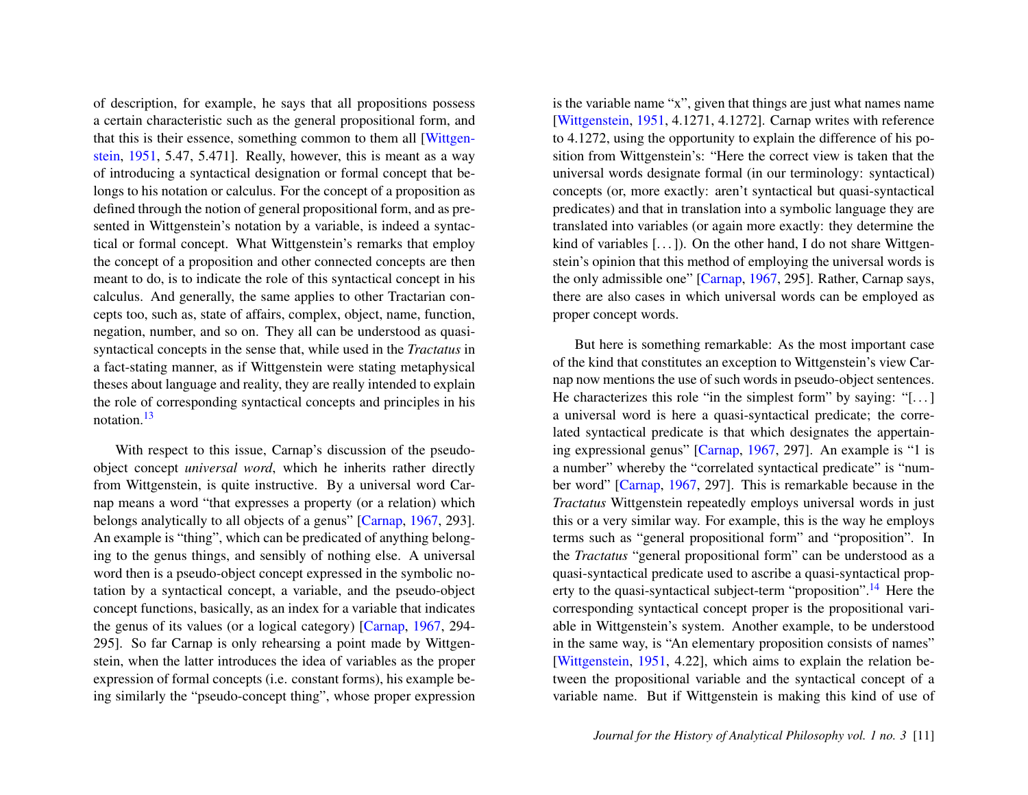of description, for example, he says that all propositions possess a certain characteristic such as the general propositional form, and that this is their essence, something common to them all [Wittgenstein, 1951, 5.47, 5.471]. Really, however, this is meant as a way of introducing a syntactical designation or formal concept that belongs to his notation or calculus. For the concept of a proposition as defined through the notion of general propositional form, and as presented in Wittgenstein's notation by a variable, is indeed a syntactical or formal concept. What Wittgenstein's remarks that employ the concept of a proposition and other connected concepts are then meant to do, is to indicate the role of this syntactical concept in his calculus. And generally, the same applies to other Tractarian concepts too, such as, state of affairs, complex, object, name, function, negation, number, and so on. They all can be understood as quasi-syntactical concepts in the sense that, while used in the *Tractatus* in a fact-stating manner, as if Wittgenstein were stating metaphysical theses about language and reality, they are really intended to explain the role of corresponding syntactical concepts and principles in his notation.[13]

With respect to this issue, Carnap's discussion of the pseudo-object concept *universal word*, which he inherits rather directly from Wittgenstein, is quite instructive. By a universal word Carnap means a word "that expresses a property (or a relation) which belongs analytically to all objects of a genus" [Carnap, 1967, 293]. An example is "thing", which can be predicated of anything belonging to the genus things, and sensibly of nothing else. A universal word then is a pseudo-object concept expressed in the symbolic notation by a syntactical concept, a variable, and the pseudo-object concept functions, basically, as an index for a variable that indicates the genus of its values (or a logical category) [Carnap, 1967, 294-295]. So far Carnap is only rehearsing a point made by Wittgenstein, when the latter introduces the idea of variables as the proper expression of formal concepts (i.e. constant forms), his example being similarly the "pseudo-concept thing", whose proper expression is the variable name "x", given that things are just what names name [Wittgenstein, 1951, 4.1271, 4.1272]. Carnap writes with reference to 4.1272, using the opportunity to explain the difference of his position from Wittgenstein's: "Here the correct view is taken that the universal words designate formal (in our terminology: syntactical) concepts (or, more exactly: aren't syntactical but quasi-syntactical predicates) and that in translation into a symbolic language they are translated into variables (or again more exactly: they determine the kind of variables [. . . ]). On the other hand, I do not share Wittgenstein's opinion that this method of employing the universal words is the only admissible one" [Carnap, 1967, 295]. Rather, Carnap says, there are also cases in which universal words can be employed as proper concept words.

But here is something remarkable: As the most important case of the kind that constitutes an exception to Wittgenstein's view Carnap now mentions the use of such words in pseudo-object sentences. He characterizes this role "in the simplest form" by saying: "[. . . ] a universal word is here a quasi-syntactical predicate; the correlated syntactical predicate is that which designates the appertaining expressional genus" [Carnap, 1967, 297]. An example is "1 is a number" whereby the "correlated syntactical predicate" is "number word" [Carnap, 1967, 297]. This is remarkable because in the *Tractatus* Wittgenstein repeatedly employs universal words in just this or a very similar way. For example, this is the way he employs terms such as "general propositional form" and "proposition". In the *Tractatus* "general propositional form" can be understood as a quasi-syntactical predicate used to ascribe a quasi-syntactical property to the quasi-syntactical subject-term "proposition".[14] Here the corresponding syntactical concept proper is the propositional variable in Wittgenstein's system. Another example, to be understood in the same way, is "An elementary proposition consists of names" [Wittgenstein, 1951, 4.22], which aims to explain the relation between the propositional variable and the syntactical concept of a variable name. But if Wittgenstein is making this kind of use of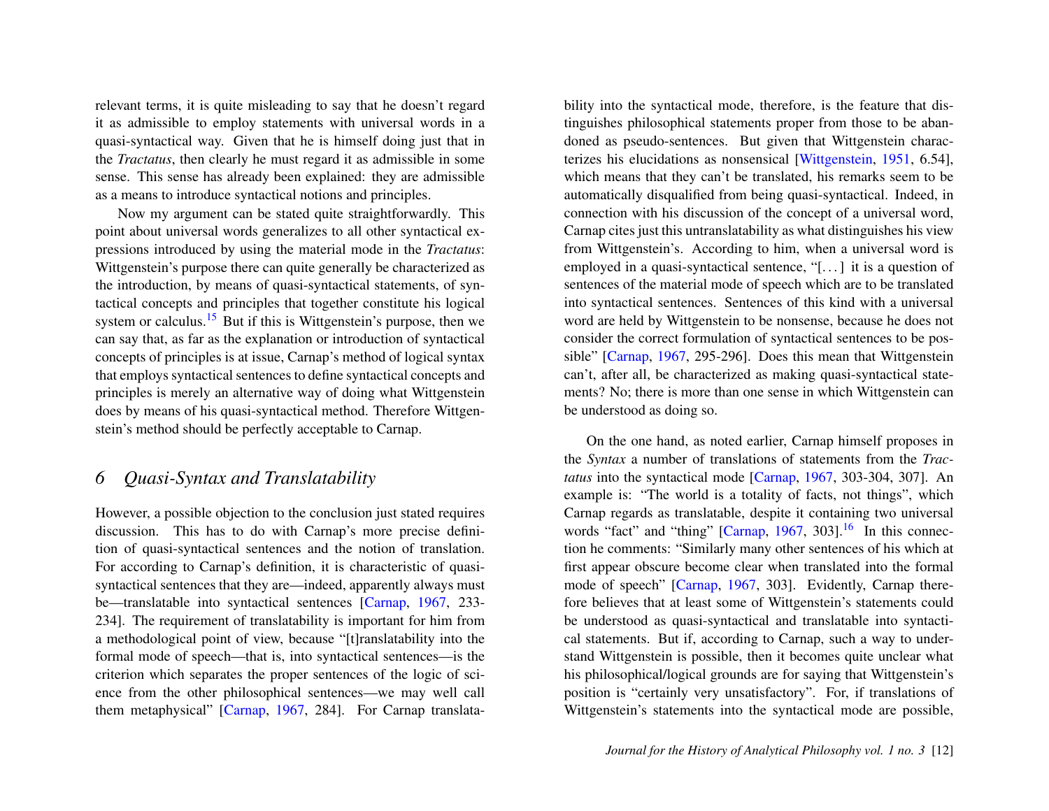relevant terms, it is quite misleading to say that he doesn't regard it as admissible to employ statements with universal words in a quasi-syntactical way. Given that he is himself doing just that in the *Tractatus*, then clearly he must regard it as admissible in some sense. This sense has already been explained: they are admissible as a means to introduce syntactical notions and principles.

Now my argument can be stated quite straightforwardly. This point about universal words generalizes to all other syntactical expressions introduced by using the material mode in the *Tractatus*: Wittgenstein's purpose there can quite generally be characterized as the introduction, by means of quasi-syntactical statements, of syntactical concepts and principles that together constitute his logical system or calculus.[15] But if this is Wittgenstein's purpose, then we can say that, as far as the explanation or introduction of syntactical concepts of principles is at issue, Carnap's method of logical syntax that employs syntactical sentences to define syntactical concepts and principles is merely an alternative way of doing what Wittgenstein does by means of his quasi-syntactical method. Therefore Wittgenstein's method should be perfectly acceptable to Carnap.

## 6 *Quasi-Syntax and Translatability*

However, a possible objection to the conclusion just stated requires discussion. This has to do with Carnap's more precise definition of quasi-syntactical sentences and the notion of translation. For according to Carnap's definition, it is characteristic of quasi-syntactical sentences that they are—indeed, apparently always must be—translatable into syntactical sentences [Carnap, 1967, 233-234]. The requirement of translatability is important for him from a methodological point of view, because "[t]ranslatability into the formal mode of speech—that is, into syntactical sentences—is the criterion which separates the proper sentences of the logic of science from the other philosophical sentences—we may well call them metaphysical" [Carnap, 1967, 284]. For Carnap translatability into the syntactical mode, therefore, is the feature that distinguishes philosophical statements proper from those to be abandoned as pseudo-sentences. But given that Wittgenstein characterizes his elucidations as nonsensical [Wittgenstein, 1951, 6.54], which means that they can't be translated, his remarks seem to be automatically disqualified from being quasi-syntactical. Indeed, in connection with his discussion of the concept of a universal word, Carnap cites just this untranslatability as what distinguishes his view from Wittgenstein's. According to him, when a universal word is employed in a quasi-syntactical sentence, "[...] it is a question of sentences of the material mode of speech which are to be translated into syntactical sentences. Sentences of this kind with a universal word are held by Wittgenstein to be nonsense, because he does not consider the correct formulation of syntactical sentences to be possible" [Carnap, 1967, 295-296]. Does this mean that Wittgenstein can't, after all, be characterized as making quasi-syntactical statements? No; there is more than one sense in which Wittgenstein can be understood as doing so.

On the one hand, as noted earlier, Carnap himself proposes in the *Syntax* a number of translations of statements from the *Tractatus* into the syntactical mode [Carnap, 1967, 303-304, 307]. An example is: "The world is a totality of facts, not things", which Carnap regards as translatable, despite it containing two universal words "fact" and "thing" [Carnap, 1967, 303].[16] In this connection he comments: "Similarly many other sentences of his which at first appear obscure become clear when translated into the formal mode of speech" [Carnap, 1967, 303]. Evidently, Carnap therefore believes that at least some of Wittgenstein's statements could be understood as quasi-syntactical and translatable into syntactical statements. But if, according to Carnap, such a way to understand Wittgenstein is possible, then it becomes quite unclear what his philosophical/logical grounds are for saying that Wittgenstein's position is "certainly very unsatisfactory". For, if translations of Wittgenstein's statements into the syntactical mode are possible,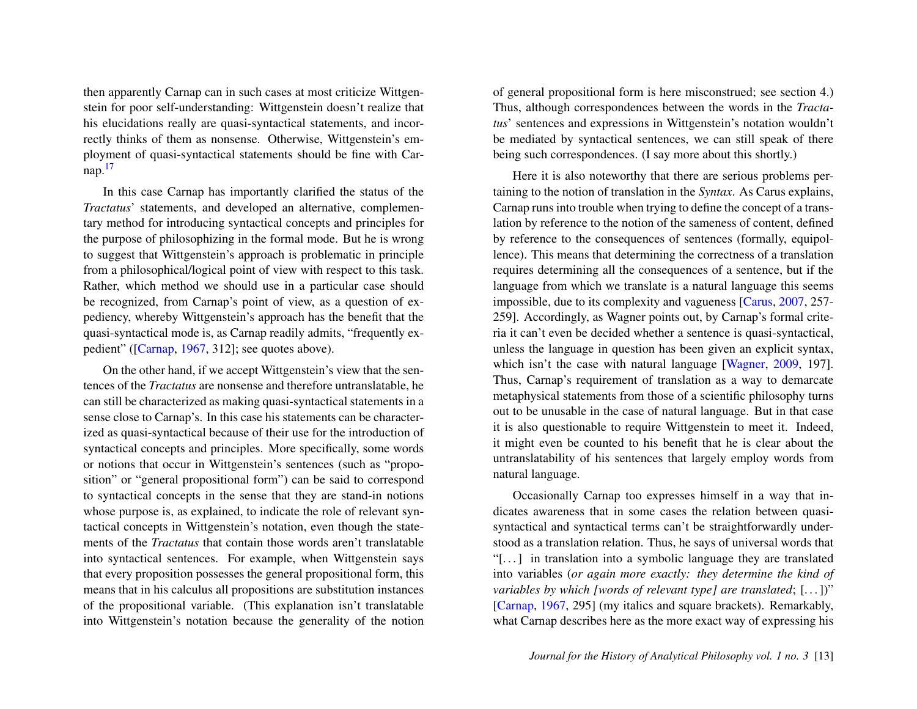then apparently Carnap can in such cases at most criticize Wittgenstein for poor self-understanding: Wittgenstein doesn't realize that his elucidations really are quasi-syntactical statements, and incorrectly thinks of them as nonsense. Otherwise, Wittgenstein's employment of quasi-syntactical statements should be fine with Carnap.[17]

In this case Carnap has importantly clarified the status of the *Tractatus*' statements, and developed an alternative, complementary method for introducing syntactical concepts and principles for the purpose of philosophizing in the formal mode. But he is wrong to suggest that Wittgenstein's approach is problematic in principle from a philosophical/logical point of view with respect to this task. Rather, which method we should use in a particular case should be recognized, from Carnap's point of view, as a question of expediency, whereby Wittgenstein's approach has the benefit that the quasi-syntactical mode is, as Carnap readily admits, "frequently expedient" ([Carnap, 1967, 312]; see quotes above).

On the other hand, if we accept Wittgenstein's view that the sentences of the *Tractatus* are nonsense and therefore untranslatable, he can still be characterized as making quasi-syntactical statements in a sense close to Carnap's. In this case his statements can be characterized as quasi-syntactical because of their use for the introduction of syntactical concepts and principles. More specifically, some words or notions that occur in Wittgenstein's sentences (such as "proposition" or "general propositional form") can be said to correspond to syntactical concepts in the sense that they are stand-in notions whose purpose is, as explained, to indicate the role of relevant syntactical concepts in Wittgenstein's notation, even though the statements of the *Tractatus* that contain those words aren't translatable into syntactical sentences. For example, when Wittgenstein says that every proposition possesses the general propositional form, this means that in his calculus all propositions are substitution instances of the propositional variable. (This explanation isn't translatable into Wittgenstein's notation because the generality of the notion of general propositional form is here misconstrued; see section 4.) Thus, although correspondences between the words in the *Tractatus*' sentences and expressions in Wittgenstein's notation wouldn't be mediated by syntactical sentences, we can still speak of there being such correspondences. (I say more about this shortly.)

Here it is also noteworthy that there are serious problems pertaining to the notion of translation in the *Syntax*. As Carus explains, Carnap runs into trouble when trying to define the concept of a translation by reference to the notion of the sameness of content, defined by reference to the consequences of sentences (formally, equipollence). This means that determining the correctness of a translation requires determining all the consequences of a sentence, but if the language from which we translate is a natural language this seems impossible, due to its complexity and vagueness [Carus, 2007, 257-259]. Accordingly, as Wagner points out, by Carnap's formal criteria it can't even be decided whether a sentence is quasi-syntactical, unless the language in question has been given an explicit syntax, which isn't the case with natural language [Wagner, 2009, 197]. Thus, Carnap's requirement of translation as a way to demarcate metaphysical statements from those of a scientific philosophy turns out to be unusable in the case of natural language. But in that case it is also questionable to require Wittgenstein to meet it. Indeed, it might even be counted to his benefit that he is clear about the untranslatability of his sentences that largely employ words from natural language.

Occasionally Carnap too expresses himself in a way that indicates awareness that in some cases the relation between quasi-syntactical and syntactical terms can't be straightforwardly understood as a translation relation. Thus, he says of universal words that "[...] in translation into a symbolic language they are translated into variables (*or again more exactly: they determine the kind of variables by which [words of relevant type] are translated*; [...])" [Carnap, 1967, 295] (my italics and square brackets). Remarkably, what Carnap describes here as the more exact way of expressing his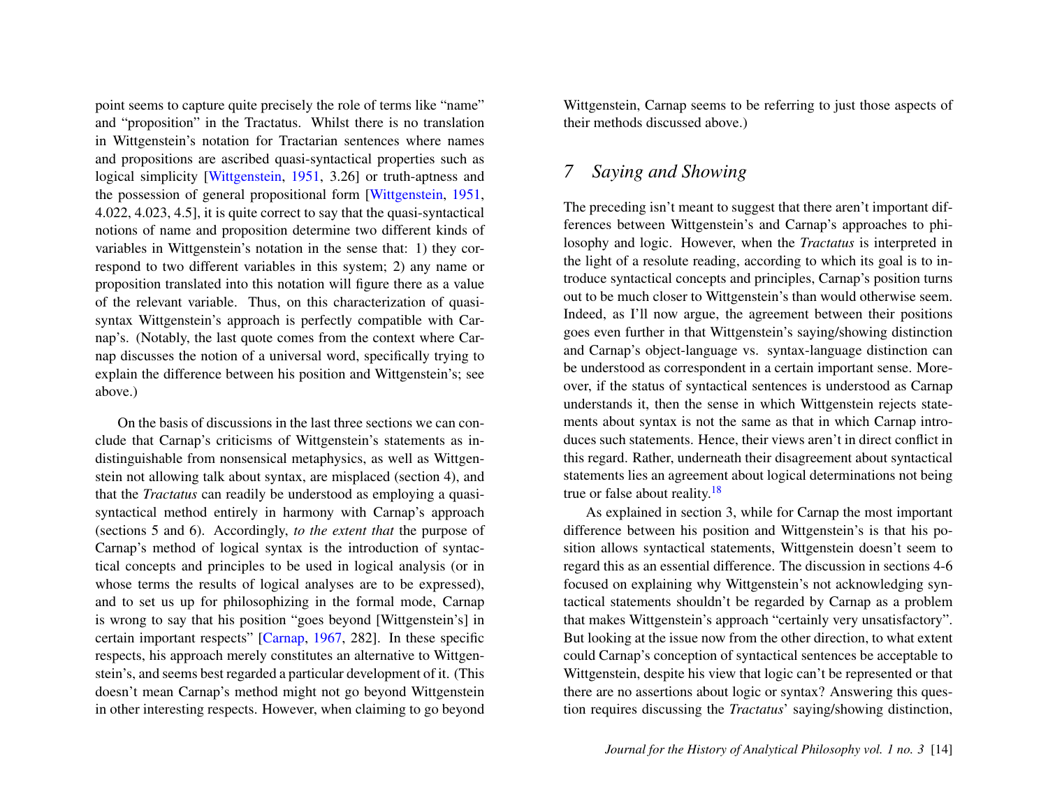point seems to capture quite precisely the role of terms like "name" and "proposition" in the Tractatus. Whilst there is no translation in Wittgenstein's notation for Tractarian sentences where names and propositions are ascribed quasi-syntactical properties such as logical simplicity [Wittgenstein, 1951, 3.26] or truth-aptness and the possession of general propositional form [Wittgenstein, 1951, 4.022, 4.023, 4.5], it is quite correct to say that the quasi-syntactical notions of name and proposition determine two different kinds of variables in Wittgenstein's notation in the sense that: 1) they correspond to two different variables in this system; 2) any name or proposition translated into this notation will figure there as a value of the relevant variable. Thus, on this characterization of quasi-syntax Wittgenstein's approach is perfectly compatible with Carnap's. (Notably, the last quote comes from the context where Carnap discusses the notion of a universal word, specifically trying to explain the difference between his position and Wittgenstein's; see above.)

On the basis of discussions in the last three sections we can conclude that Carnap's criticisms of Wittgenstein's statements as indistinguishable from nonsensical metaphysics, as well as Wittgenstein not allowing talk about syntax, are misplaced (section 4), and that the *Tractatus* can readily be understood as employing a quasi-syntactical method entirely in harmony with Carnap's approach (sections 5 and 6). Accordingly, *to the extent that* the purpose of Carnap's method of logical syntax is the introduction of syntactical concepts and principles to be used in logical analysis (or in whose terms the results of logical analyses are to be expressed), and to set us up for philosophizing in the formal mode, Carnap is wrong to say that his position "goes beyond [Wittgenstein's] in certain important respects" [Carnap, 1967, 282]. In these specific respects, his approach merely constitutes an alternative to Wittgenstein's, and seems best regarded a particular development of it. (This doesn't mean Carnap's method might not go beyond Wittgenstein in other interesting respects. However, when claiming to go beyond Wittgenstein, Carnap seems to be referring to just those aspects of their methods discussed above.)

## 7 Saying and Showing

The preceding isn't meant to suggest that there aren't important differences between Wittgenstein's and Carnap's approaches to philosophy and logic. However, when the *Tractatus* is interpreted in the light of a resolute reading, according to which its goal is to introduce syntactical concepts and principles, Carnap's position turns out to be much closer to Wittgenstein's than would otherwise seem. Indeed, as I'll now argue, the agreement between their positions goes even further in that Wittgenstein's saying/showing distinction and Carnap's object-language vs. syntax-language distinction can be understood as correspondent in a certain important sense. Moreover, if the status of syntactical sentences is understood as Carnap understands it, then the sense in which Wittgenstein rejects statements about syntax is not the same as that in which Carnap introduces such statements. Hence, their views aren't in direct conflict in this regard. Rather, underneath their disagreement about syntactical statements lies an agreement about logical determinations not being true or false about reality.[18]

As explained in section 3, while for Carnap the most important difference between his position and Wittgenstein's is that his position allows syntactical statements, Wittgenstein doesn't seem to regard this as an essential difference. The discussion in sections 4-6 focused on explaining why Wittgenstein's not acknowledging syntactical statements shouldn't be regarded by Carnap as a problem that makes Wittgenstein's approach "certainly very unsatisfactory". But looking at the issue now from the other direction, to what extent could Carnap's conception of syntactical sentences be acceptable to Wittgenstein, despite his view that logic can't be represented or that there are no assertions about logic or syntax? Answering this question requires discussing the *Tractatus*' saying/showing distinction,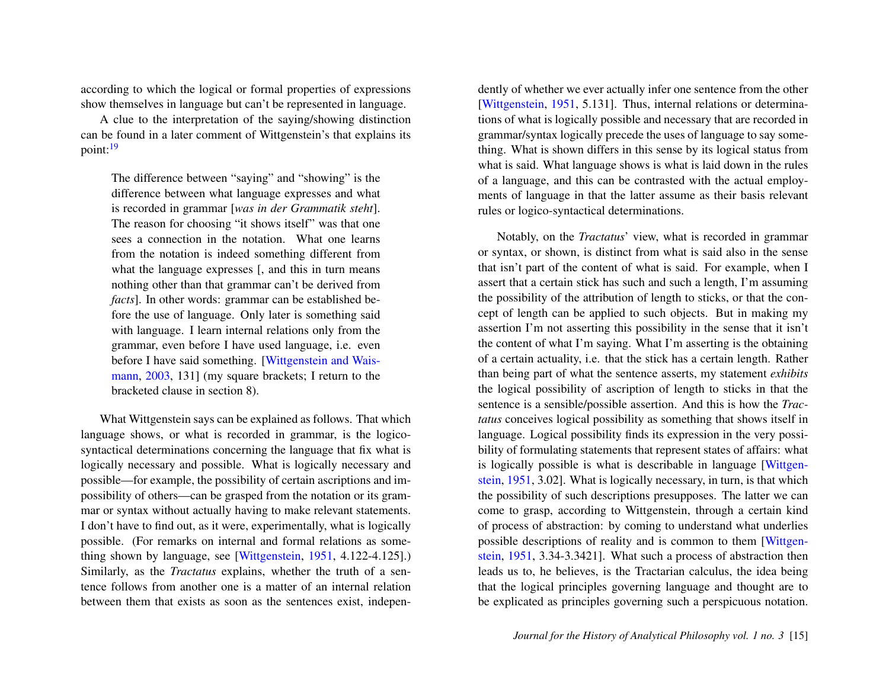according to which the logical or formal properties of expressions show themselves in language but can't be represented in language.

A clue to the interpretation of the saying/showing distinction can be found in a later comment of Wittgenstein's that explains its point:[19]

> The difference between "saying" and "showing" is the difference between what language expresses and what is recorded in grammar [*was in der Grammatik steht*]. The reason for choosing "it shows itself" was that one sees a connection in the notation. What one learns from the notation is indeed something different from what the language expresses [, and this in turn means nothing other than that grammar can't be derived from *facts*]. In other words: grammar can be established before the use of language. Only later is something said with language. I learn internal relations only from the grammar, even before I have used language, i.e. even before I have said something. [Wittgenstein and Waismann, 2003, 131] (my square brackets; I return to the bracketed clause in section 8).

What Wittgenstein says can be explained as follows. That which language shows, or what is recorded in grammar, is the logico-syntactical determinations concerning the language that fix what is logically necessary and possible. What is logically necessary and possible—for example, the possibility of certain ascriptions and impossibility of others—can be grasped from the notation or its grammar or syntax without actually having to make relevant statements. I don't have to find out, as it were, experimentally, what is logically possible. (For remarks on internal and formal relations as something shown by language, see [Wittgenstein, 1951, 4.122-4.125].) Similarly, as the *Tractatus* explains, whether the truth of a sentence follows from another one is a matter of an internal relation between them that exists as soon as the sentences exist, independently of whether we ever actually infer one sentence from the other [Wittgenstein, 1951, 5.131]. Thus, internal relations or determinations of what is logically possible and necessary that are recorded in grammar/syntax logically precede the uses of language to say something. What is shown differs in this sense by its logical status from what is said. What language shows is what is laid down in the rules of a language, and this can be contrasted with the actual employments of language in that the latter assume as their basis relevant rules or logico-syntactical determinations.

Notably, on the *Tractatus*' view, what is recorded in grammar or syntax, or shown, is distinct from what is said also in the sense that isn't part of the content of what is said. For example, when I assert that a certain stick has such and such a length, I'm assuming the possibility of the attribution of length to sticks, or that the concept of length can be applied to such objects. But in making my assertion I'm not asserting this possibility in the sense that it isn't the content of what I'm saying. What I'm asserting is the obtaining of a certain actuality, i.e. that the stick has a certain length. Rather than being part of what the sentence asserts, my statement *exhibits* the logical possibility of ascription of length to sticks in that the sentence is a sensible/possible assertion. And this is how the *Tractatus* conceives logical possibility as something that shows itself in language. Logical possibility finds its expression in the very possibility of formulating statements that represent states of affairs: what is logically possible is what is describable in language [Wittgenstein, 1951, 3.02]. What is logically necessary, in turn, is that which the possibility of such descriptions presupposes. The latter we can come to grasp, according to Wittgenstein, through a certain kind of process of abstraction: by coming to understand what underlies possible descriptions of reality and is common to them [Wittgenstein, 1951, 3.34-3.3421]. What such a process of abstraction then leads us to, he believes, is the Tractarian calculus, the idea being that the logical principles governing language and thought are to be explicated as principles governing such a perspicuous notation.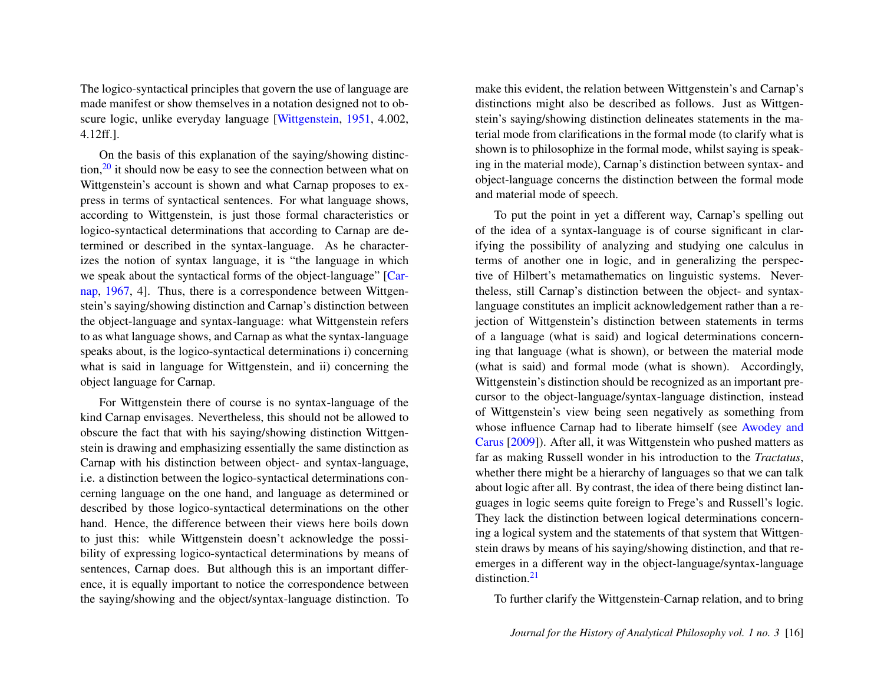The logico-syntactical principles that govern the use of language are made manifest or show themselves in a notation designed not to obscure logic, unlike everyday language [Wittgenstein, 1951, 4.002, 4.12ff.].

On the basis of this explanation of the saying/showing distinction,[20] it should now be easy to see the connection between what on Wittgenstein's account is shown and what Carnap proposes to express in terms of syntactical sentences. For what language shows, according to Wittgenstein, is just those formal characteristics or logico-syntactical determinations that according to Carnap are determined or described in the syntax-language. As he characterizes the notion of syntax language, it is "the language in which we speak about the syntactical forms of the object-language" [Carnap, 1967, 4]. Thus, there is a correspondence between Wittgenstein's saying/showing distinction and Carnap's distinction between the object-language and syntax-language: what Wittgenstein refers to as what language shows, and Carnap as what the syntax-language speaks about, is the logico-syntactical determinations i) concerning what is said in language for Wittgenstein, and ii) concerning the object language for Carnap.

For Wittgenstein there of course is no syntax-language of the kind Carnap envisages. Nevertheless, this should not be allowed to obscure the fact that with his saying/showing distinction Wittgenstein is drawing and emphasizing essentially the same distinction as Carnap with his distinction between object- and syntax-language, i.e. a distinction between the logico-syntactical determinations concerning language on the one hand, and language as determined or described by those logico-syntactical determinations on the other hand. Hence, the difference between their views here boils down to just this: while Wittgenstein doesn't acknowledge the possibility of expressing logico-syntactical determinations by means of sentences, Carnap does. But although this is an important difference, it is equally important to notice the correspondence between the saying/showing and the object/syntax-language distinction. To make this evident, the relation between Wittgenstein's and Carnap's distinctions might also be described as follows. Just as Wittgenstein's saying/showing distinction delineates statements in the material mode from clarifications in the formal mode (to clarify what is shown is to philosophize in the formal mode, whilst saying is speaking in the material mode), Carnap's distinction between syntax- and object-language concerns the distinction between the formal mode and material mode of speech.

To put the point in yet a different way, Carnap's spelling out of the idea of a syntax-language is of course significant in clarifying the possibility of analyzing and studying one calculus in terms of another one in logic, and in generalizing the perspective of Hilbert's metamathematics on linguistic systems. Nevertheless, still Carnap's distinction between the object- and syntax-language constitutes an implicit acknowledgement rather than a rejection of Wittgenstein's distinction between statements in terms of a language (what is said) and logical determinations concerning that language (what is shown), or between the material mode (what is said) and formal mode (what is shown). Accordingly, Wittgenstein's distinction should be recognized as an important precursor to the object-language/syntax-language distinction, instead of Wittgenstein's view being seen negatively as something from whose influence Carnap had to liberate himself (see Awodey and Carus [2009]). After all, it was Wittgenstein who pushed matters as far as making Russell wonder in his introduction to the *Tractatus*, whether there might be a hierarchy of languages so that we can talk about logic after all. By contrast, the idea of there being distinct languages in logic seems quite foreign to Frege's and Russell's logic. They lack the distinction between logical determinations concerning a logical system and the statements of that system that Wittgenstein draws by means of his saying/showing distinction, and that reemerges in a different way in the object-language/syntax-language distinction.[21]

To further clarify the Wittgenstein-Carnap relation, and to bring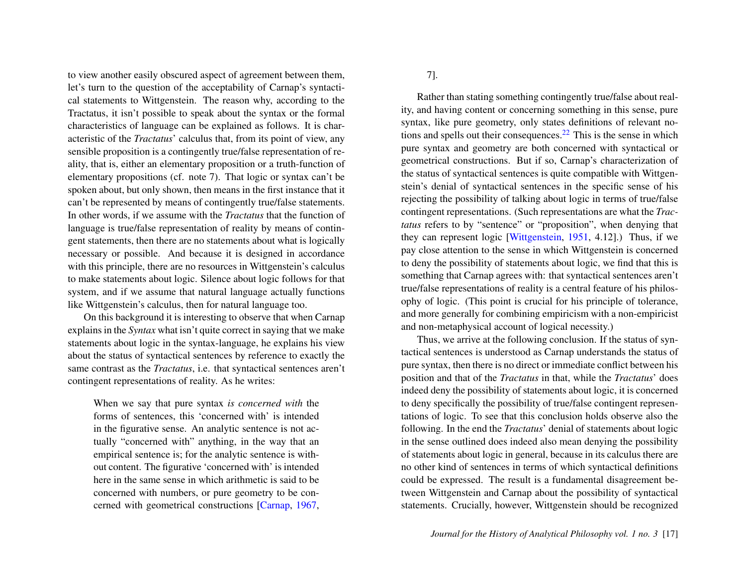to view another easily obscured aspect of agreement between them, let's turn to the question of the acceptability of Carnap's syntactical statements to Wittgenstein. The reason why, according to the Tractatus, it isn't possible to speak about the syntax or the formal characteristics of language can be explained as follows. It is characteristic of the *Tractatus*' calculus that, from its point of view, any sensible proposition is a contingently true/false representation of reality, that is, either an elementary proposition or a truth-function of elementary propositions (cf. note 7). That logic or syntax can't be spoken about, but only shown, then means in the first instance that it can't be represented by means of contingently true/false statements. In other words, if we assume with the *Tractatus* that the function of language is true/false representation of reality by means of contingent statements, then there are no statements about what is logically necessary or possible. And because it is designed in accordance with this principle, there are no resources in Wittgenstein's calculus to make statements about logic. Silence about logic follows for that system, and if we assume that natural language actually functions like Wittgenstein's calculus, then for natural language too.

On this background it is interesting to observe that when Carnap explains in the *Syntax* what isn't quite correct in saying that we make statements about logic in the syntax-language, he explains his view about the status of syntactical sentences by reference to exactly the same contrast as the *Tractatus*, i.e. that syntactical sentences aren't contingent representations of reality. As he writes:

> When we say that pure syntax *is concerned with* the forms of sentences, this 'concerned with' is intended in the figurative sense. An analytic sentence is not actually "concerned with" anything, in the way that an empirical sentence is; for the analytic sentence is without content. The figurative 'concerned with' is intended here in the same sense in which arithmetic is said to be concerned with numbers, or pure geometry to be concerned with geometrical constructions [Carnap, 1967, 7].

Rather than stating something contingently true/false about reality, and having content or concerning something in this sense, pure syntax, like pure geometry, only states definitions of relevant notions and spells out their consequences.[22] This is the sense in which pure syntax and geometry are both concerned with syntactical or geometrical constructions. But if so, Carnap's characterization of the status of syntactical sentences is quite compatible with Wittgenstein's denial of syntactical sentences in the specific sense of his rejecting the possibility of talking about logic in terms of true/false contingent representations. (Such representations are what the *Tractatus* refers to by "sentence" or "proposition", when denying that they can represent logic [Wittgenstein, 1951, 4.12].) Thus, if we pay close attention to the sense in which Wittgenstein is concerned to deny the possibility of statements about logic, we find that this is something that Carnap agrees with: that syntactical sentences aren't true/false representations of reality is a central feature of his philosophy of logic. (This point is crucial for his principle of tolerance, and more generally for combining empiricism with a non-empiricist and non-metaphysical account of logical necessity.)

Thus, we arrive at the following conclusion. If the status of syntactical sentences is understood as Carnap understands the status of pure syntax, then there is no direct or immediate conflict between his position and that of the *Tractatus* in that, while the *Tractatus*' does indeed deny the possibility of statements about logic, it is concerned to deny specifically the possibility of true/false contingent representations of logic. To see that this conclusion holds observe also the following. In the end the *Tractatus*' denial of statements about logic in the sense outlined does indeed also mean denying the possibility of statements about logic in general, because in its calculus there are no other kind of sentences in terms of which syntactical definitions could be expressed. The result is a fundamental disagreement between Wittgenstein and Carnap about the possibility of syntactical statements. Crucially, however, Wittgenstein should be recognized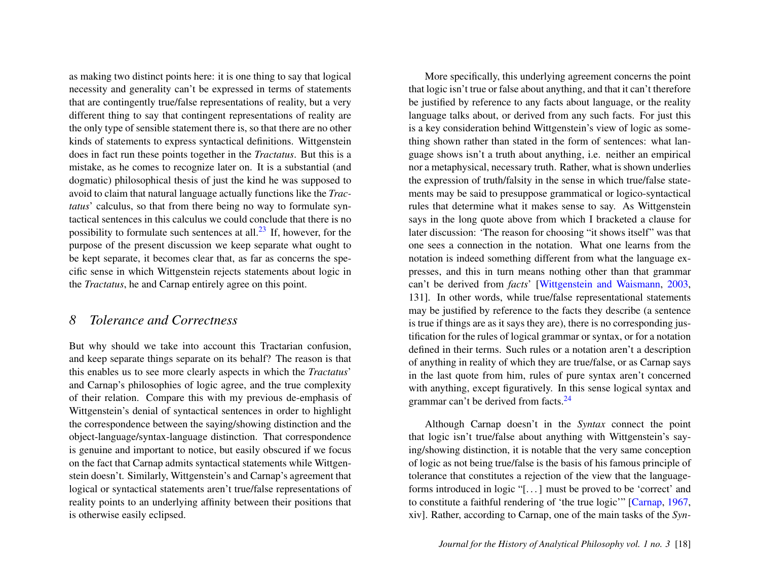as making two distinct points here: it is one thing to say that logical necessity and generality can't be expressed in terms of statements that are contingently true/false representations of reality, but a very different thing to say that contingent representations of reality are the only type of sensible statement there is, so that there are no other kinds of statements to express syntactical definitions. Wittgenstein does in fact run these points together in the *Tractatus*. But this is a mistake, as he comes to recognize later on. It is a substantial (and dogmatic) philosophical thesis of just the kind he was supposed to avoid to claim that natural language actually functions like the *Tractatus*' calculus, so that from there being no way to formulate syntactical sentences in this calculus we could conclude that there is no possibility to formulate such sentences at all.[23] If, however, for the purpose of the present discussion we keep separate what ought to be kept separate, it becomes clear that, as far as concerns the specific sense in which Wittgenstein rejects statements about logic in the *Tractatus*, he and Carnap entirely agree on this point.

## 8 *Tolerance and Correctness*

But why should we take into account this Tractarian confusion, and keep separate things separate on its behalf? The reason is that this enables us to see more clearly aspects in which the *Tractatus*' and Carnap's philosophies of logic agree, and the true complexity of their relation. Compare this with my previous de-emphasis of Wittgenstein's denial of syntactical sentences in order to highlight the correspondence between the saying/showing distinction and the object-language/syntax-language distinction. That correspondence is genuine and important to notice, but easily obscured if we focus on the fact that Carnap admits syntactical statements while Wittgenstein doesn't. Similarly, Wittgenstein's and Carnap's agreement that logical or syntactical statements aren't true/false representations of reality points to an underlying affinity between their positions that is otherwise easily eclipsed.

More specifically, this underlying agreement concerns the point that logic isn't true or false about anything, and that it can't therefore be justified by reference to any facts about language, or the reality language talks about, or derived from any such facts. For just this is a key consideration behind Wittgenstein's view of logic as something shown rather than stated in the form of sentences: what language shows isn't a truth about anything, i.e. neither an empirical nor a metaphysical, necessary truth. Rather, what is shown underlies the expression of truth/falsity in the sense in which true/false statements may be said to presuppose grammatical or logico-syntactical rules that determine what it makes sense to say. As Wittgenstein says in the long quote above from which I bracketed a clause for later discussion: 'The reason for choosing "it shows itself" was that one sees a connection in the notation. What one learns from the notation is indeed something different from what the language expresses, and this in turn means nothing other than that grammar can't be derived from *facts*' [Wittgenstein and Waismann, 2003, 131]. In other words, while true/false representational statements may be justified by reference to the facts they describe (a sentence is true if things are as it says they are), there is no corresponding justification for the rules of logical grammar or syntax, or for a notation defined in their terms. Such rules or a notation aren't a description of anything in reality of which they are true/false, or as Carnap says in the last quote from him, rules of pure syntax aren't concerned with anything, except figuratively. In this sense logical syntax and grammar can't be derived from facts.[24]

Although Carnap doesn't in the *Syntax* connect the point that logic isn't true/false about anything with Wittgenstein's saying/showing distinction, it is notable that the very same conception of logic as not being true/false is the basis of his famous principle of tolerance that constitutes a rejection of the view that the language-forms introduced in logic "[. . . ] must be proved to be 'correct' and to constitute a faithful rendering of 'the true logic'" [Carnap, 1967, xiv]. Rather, according to Carnap, one of the main tasks of the *Syn-*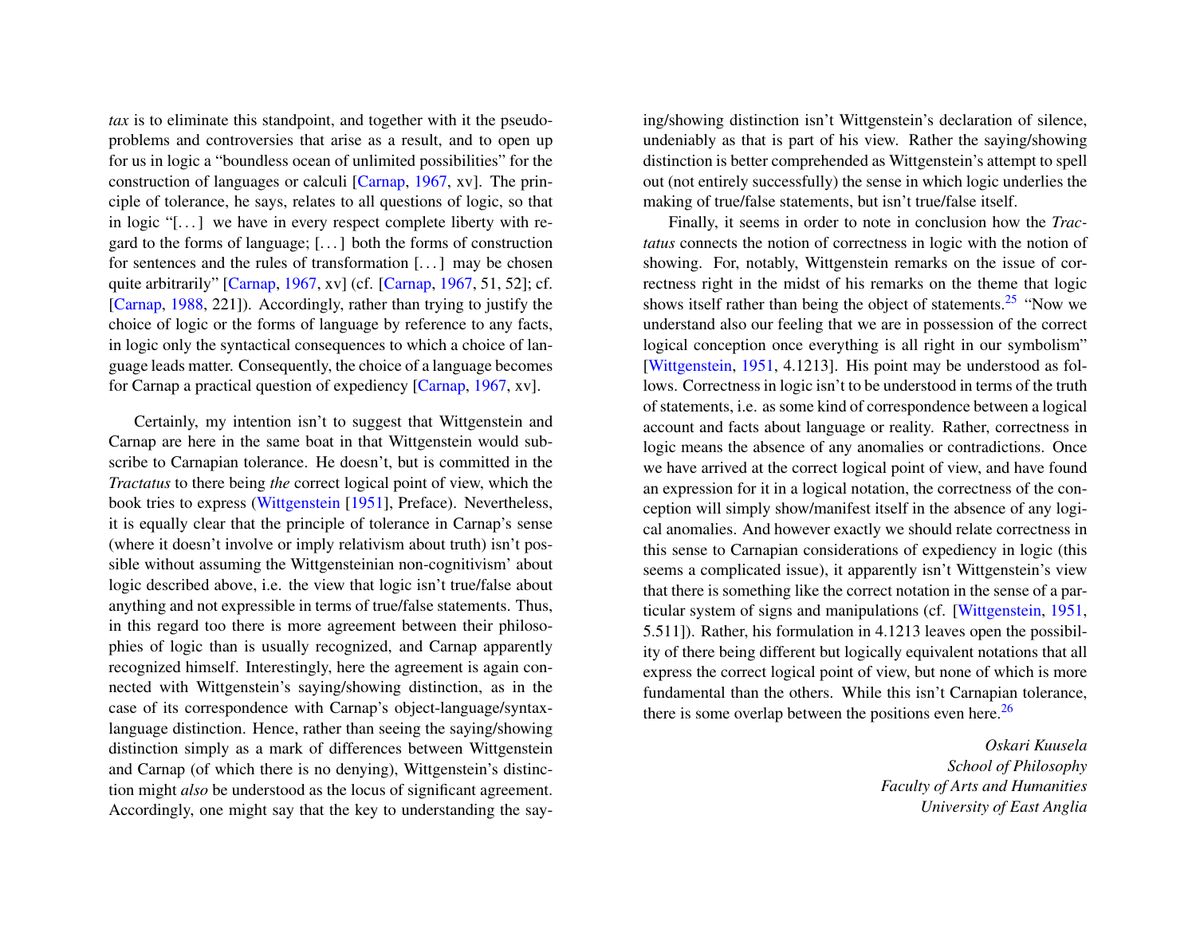*tax* is to eliminate this standpoint, and together with it the pseudo-problems and controversies that arise as a result, and to open up for us in logic a "boundless ocean of unlimited possibilities" for the construction of languages or calculi [Carnap, 1967, xv]. The principle of tolerance, he says, relates to all questions of logic, so that in logic "[...] we have in every respect complete liberty with regard to the forms of language; [...] both the forms of construction for sentences and the rules of transformation [...] may be chosen quite arbitrarily" [Carnap, 1967, xv] (cf. [Carnap, 1967, 51, 52]; cf. [Carnap, 1988, 221]). Accordingly, rather than trying to justify the choice of logic or the forms of language by reference to any facts, in logic only the syntactical consequences to which a choice of language leads matter. Consequently, the choice of a language becomes for Carnap a practical question of expediency [Carnap, 1967, xv].

Certainly, my intention isn't to suggest that Wittgenstein and Carnap are here in the same boat in that Wittgenstein would subscribe to Carnapian tolerance. He doesn't, but is committed in the *Tractatus* to there being *the* correct logical point of view, which the book tries to express (Wittgenstein [1951], Preface). Nevertheless, it is equally clear that the principle of tolerance in Carnap's sense (where it doesn't involve or imply relativism about truth) isn't possible without assuming the Wittgensteinian non-cognitivism' about logic described above, i.e. the view that logic isn't true/false about anything and not expressible in terms of true/false statements. Thus, in this regard too there is more agreement between their philosophies of logic than is usually recognized, and Carnap apparently recognized himself. Interestingly, here the agreement is again connected with Wittgenstein's saying/showing distinction, as in the case of its correspondence with Carnap's object-language/syntax-language distinction. Hence, rather than seeing the saying/showing distinction simply as a mark of differences between Wittgenstein and Carnap (of which there is no denying), Wittgenstein's distinction might *also* be understood as the locus of significant agreement. Accordingly, one might say that the key to understanding the saying/showing distinction isn't Wittgenstein's declaration of silence, undeniably as that is part of his view. Rather the saying/showing distinction is better comprehended as Wittgenstein's attempt to spell out (not entirely successfully) the sense in which logic underlies the making of true/false statements, but isn't true/false itself.

Finally, it seems in order to note in conclusion how the *Tractatus* connects the notion of correctness in logic with the notion of showing. For, notably, Wittgenstein remarks on the issue of correctness right in the midst of his remarks on the theme that logic shows itself rather than being the object of statements.[25] "Now we understand also our feeling that we are in possession of the correct logical conception once everything is all right in our symbolism" [Wittgenstein, 1951, 4.1213]. His point may be understood as follows. Correctness in logic isn't to be understood in terms of the truth of statements, i.e. as some kind of correspondence between a logical account and facts about language or reality. Rather, correctness in logic means the absence of any anomalies or contradictions. Once we have arrived at the correct logical point of view, and have found an expression for it in a logical notation, the correctness of the conception will simply show/manifest itself in the absence of any logical anomalies. And however exactly we should relate correctness in this sense to Carnapian considerations of expediency in logic (this seems a complicated issue), it apparently isn't Wittgenstein's view that there is something like the correct notation in the sense of a particular system of signs and manipulations (cf. [Wittgenstein, 1951, 5.511]). Rather, his formulation in 4.1213 leaves open the possibility of there being different but logically equivalent notations that all express the correct logical point of view, but none of which is more fundamental than the others. While this isn't Carnapian tolerance, there is some overlap between the positions even here.[26]

*Oskari Kuusela*
*School of Philosophy*
*Faculty of Arts and Humanities*
*University of East Anglia*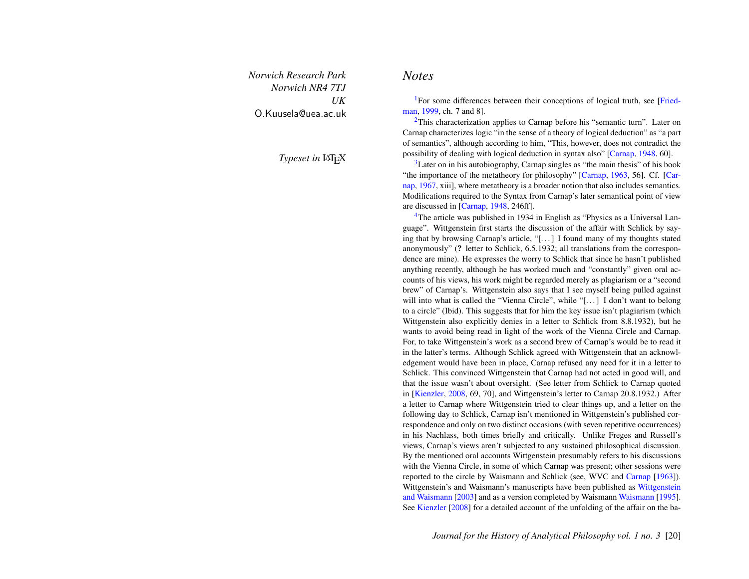*Norwich Research Park*
*Norwich NR4 7TJ*
*UK*
O.Kuusela@uea.ac.uk

*Typeset in* LaTeX

## *Notes*

[1]For some differences between their conceptions of logical truth, see [Friedman, 1999, ch. 7 and 8].

[2]This characterization applies to Carnap before his "semantic turn". Later on Carnap characterizes logic "in the sense of a theory of logical deduction" as "a part of semantics", although according to him, "This, however, does not contradict the possibility of dealing with logical deduction in syntax also" [Carnap, 1948, 60].

[3]Later on in his autobiography, Carnap singles as "the main thesis" of his book "the importance of the metatheory for philosophy" [Carnap, 1963, 56]. Cf. [Carnap, 1967, xiii], where metatheory is a broader notion that also includes semantics. Modifications required to the Syntax from Carnap's later semantical point of view are discussed in [Carnap, 1948, 246ff].

[4]The article was published in 1934 in English as "Physics as a Universal Language". Wittgenstein first starts the discussion of the affair with Schlick by saying that by browsing Carnap's article, "[...] I found many of my thoughts stated anonymously" (**?** letter to Schlick, 6.5.1932; all translations from the correspondence are mine). He expresses the worry to Schlick that since he hasn't published anything recently, although he has worked much and "constantly" given oral accounts of his views, his work might be regarded merely as plagiarism or a "second brew" of Carnap's. Wittgenstein also says that I see myself being pulled against will into what is called the "Vienna Circle", while "[...] I don't want to belong to a circle" (Ibid). This suggests that for him the key issue isn't plagiarism (which Wittgenstein also explicitly denies in a letter to Schlick from 8.8.1932), but he wants to avoid being read in light of the work of the Vienna Circle and Carnap. For, to take Wittgenstein's work as a second brew of Carnap's would be to read it in the latter's terms. Although Schlick agreed with Wittgenstein that an acknowledgement would have been in place, Carnap refused any need for it in a letter to Schlick. This convinced Wittgenstein that Carnap had not acted in good will, and that the issue wasn't about oversight. (See letter from Schlick to Carnap quoted in [Kienzler, 2008, 69, 70], and Wittgenstein's letter to Carnap 20.8.1932.) After a letter to Carnap where Wittgenstein tried to clear things up, and a letter on the following day to Schlick, Carnap isn't mentioned in Wittgenstein's published correspondence and only on two distinct occasions (with seven repetitive occurrences) in his Nachlass, both times briefly and critically. Unlike Freges and Russell's views, Carnap's views aren't subjected to any sustained philosophical discussion. By the mentioned oral accounts Wittgenstein presumably refers to his discussions with the Vienna Circle, in some of which Carnap was present; other sessions were reported to the circle by Waismann and Schlick (see, WVC and Carnap [1963]). Wittgenstein's and Waismann's manuscripts have been published as Wittgenstein and Waismann [2003] and as a version completed by Waismann Waismann [1995]. See Kienzler [2008] for a detailed account of the unfolding of the affair on the ba-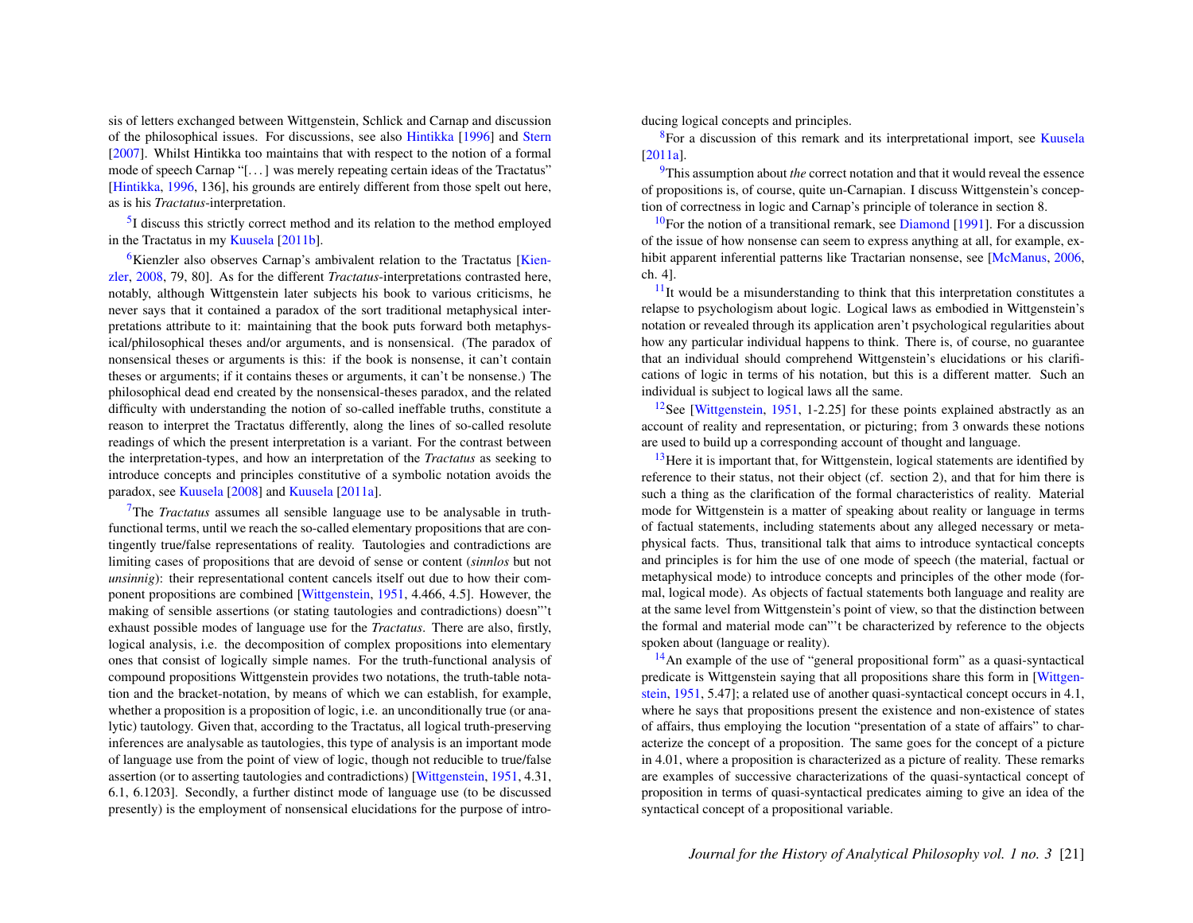sis of letters exchanged between Wittgenstein, Schlick and Carnap and discussion of the philosophical issues. For discussions, see also Hintikka [1996] and Stern [2007]. Whilst Hintikka too maintains that with respect to the notion of a formal mode of speech Carnap "[...] was merely repeating certain ideas of the Tractatus" [Hintikka, 1996, 136], his grounds are entirely different from those spelt out here, as is his *Tractatus*-interpretation.

[5]I discuss this strictly correct method and its relation to the method employed in the Tractatus in my Kuusela [2011b].

[6]Kienzler also observes Carnap's ambivalent relation to the Tractatus [Kienzler, 2008, 79, 80]. As for the different *Tractatus*-interpretations contrasted here, notably, although Wittgenstein later subjects his book to various criticisms, he never says that it contained a paradox of the sort traditional metaphysical interpretations attribute to it: maintaining that the book puts forward both metaphysical/philosophical theses and/or arguments, and is nonsensical. (The paradox of nonsensical theses or arguments is this: if the book is nonsense, it can't contain theses or arguments; if it contains theses or arguments, it can't be nonsense.) The philosophical dead end created by the nonsensical-theses paradox, and the related difficulty with understanding the notion of so-called ineffable truths, constitute a reason to interpret the Tractatus differently, along the lines of so-called resolute readings of which the present interpretation is a variant. For the contrast between the interpretation-types, and how an interpretation of the *Tractatus* as seeking to introduce concepts and principles constitutive of a symbolic notation avoids the paradox, see Kuusela [2008] and Kuusela [2011a].

[7]The *Tractatus* assumes all sensible language use to be analysable in truth-functional terms, until we reach the so-called elementary propositions that are contingently true/false representations of reality. Tautologies and contradictions are limiting cases of propositions that are devoid of sense or content (*sinnlos* but not *unsinnig*): their representational content cancels itself out due to how their component propositions are combined [Wittgenstein, 1951, 4.466, 4.5]. However, the making of sensible assertions (or stating tautologies and contradictions) doesn"'t exhaust possible modes of language use for the *Tractatus*. There are also, firstly, logical analysis, i.e. the decomposition of complex propositions into elementary ones that consist of logically simple names. For the truth-functional analysis of compound propositions Wittgenstein provides two notations, the truth-table notation and the bracket-notation, by means of which we can establish, for example, whether a proposition is a proposition of logic, i.e. an unconditionally true (or analytic) tautology. Given that, according to the Tractatus, all logical truth-preserving inferences are analysable as tautologies, this type of analysis is an important mode of language use from the point of view of logic, though not reducible to true/false assertion (or to asserting tautologies and contradictions) [Wittgenstein, 1951, 4.31, 6.1, 6.1203]. Secondly, a further distinct mode of language use (to be discussed presently) is the employment of nonsensical elucidations for the purpose of introducing logical concepts and principles.

[8]For a discussion of this remark and its interpretational import, see Kuusela [2011a].

[9]This assumption about *the* correct notation and that it would reveal the essence of propositions is, of course, quite un-Carnapian. I discuss Wittgenstein's conception of correctness in logic and Carnap's principle of tolerance in section 8.

[10]For the notion of a transitional remark, see Diamond [1991]. For a discussion of the issue of how nonsense can seem to express anything at all, for example, exhibit apparent inferential patterns like Tractarian nonsense, see [McManus, 2006, ch. 4].

[11]It would be a misunderstanding to think that this interpretation constitutes a relapse to psychologism about logic. Logical laws as embodied in Wittgenstein's notation or revealed through its application aren't psychological regularities about how any particular individual happens to think. There is, of course, no guarantee that an individual should comprehend Wittgenstein's elucidations or his clarifications of logic in terms of his notation, but this is a different matter. Such an individual is subject to logical laws all the same.

[12]See [Wittgenstein, 1951, 1-2.25] for these points explained abstractly as an account of reality and representation, or picturing; from 3 onwards these notions are used to build up a corresponding account of thought and language.

[13]Here it is important that, for Wittgenstein, logical statements are identified by reference to their status, not their object (cf. section 2), and that for him there is such a thing as the clarification of the formal characteristics of reality. Material mode for Wittgenstein is a matter of speaking about reality or language in terms of factual statements, including statements about any alleged necessary or metaphysical facts. Thus, transitional talk that aims to introduce syntactical concepts and principles is for him the use of one mode of speech (the material, factual or metaphysical mode) to introduce concepts and principles of the other mode (formal, logical mode). As objects of factual statements both language and reality are at the same level from Wittgenstein's point of view, so that the distinction between the formal and material mode can"'t be characterized by reference to the objects spoken about (language or reality).

[14]An example of the use of "general propositional form" as a quasi-syntactical predicate is Wittgenstein saying that all propositions share this form in [Wittgenstein, 1951, 5.47]; a related use of another quasi-syntactical concept occurs in 4.1, where he says that propositions present the existence and non-existence of states of affairs, thus employing the locution "presentation of a state of affairs" to characterize the concept of a proposition. The same goes for the concept of a picture in 4.01, where a proposition is characterized as a picture of reality. These remarks are examples of successive characterizations of the quasi-syntactical concept of proposition in terms of quasi-syntactical predicates aiming to give an idea of the syntactical concept of a propositional variable.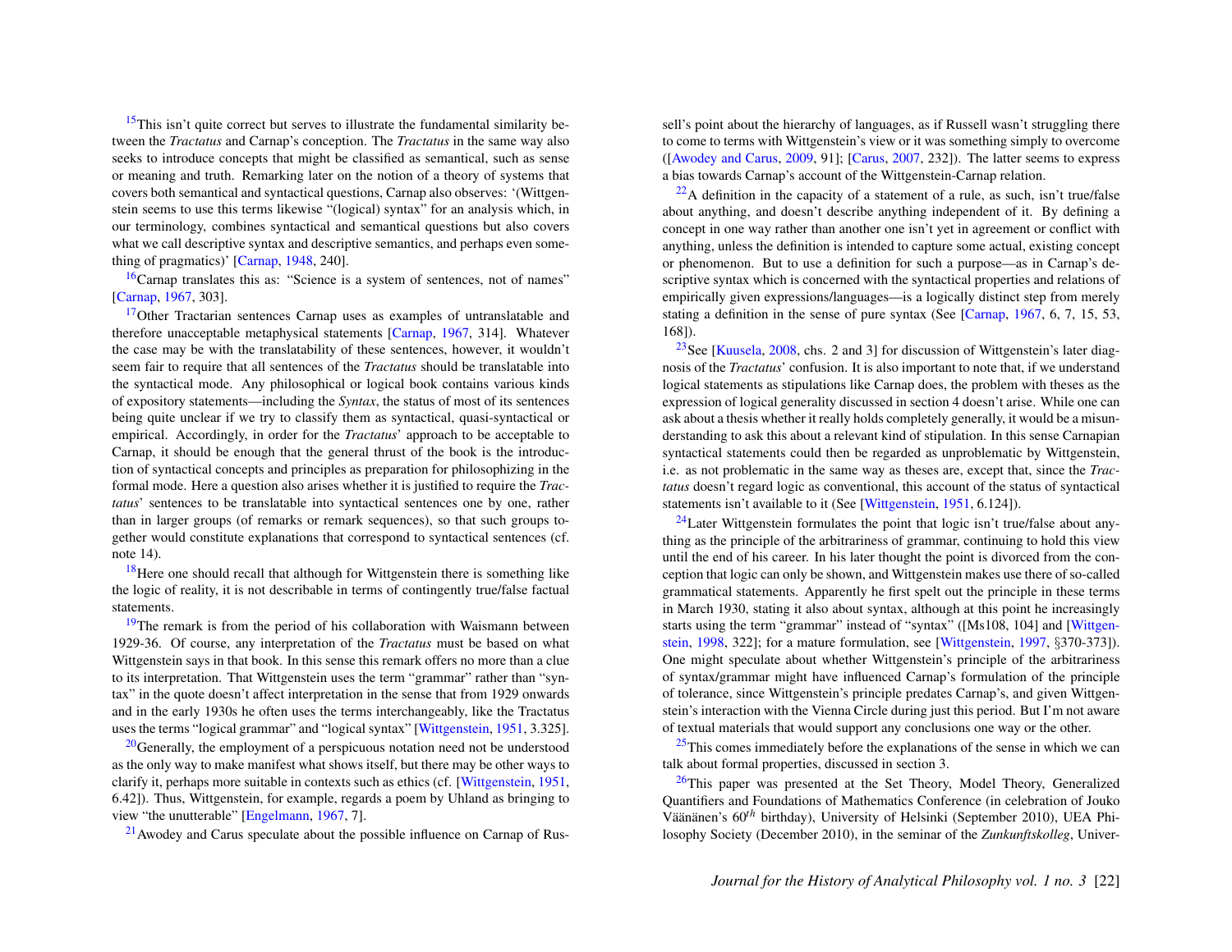[15]This isn't quite correct but serves to illustrate the fundamental similarity between the *Tractatus* and Carnap's conception. The *Tractatus* in the same way also seeks to introduce concepts that might be classified as semantical, such as sense or meaning and truth. Remarking later on the notion of a theory of systems that covers both semantical and syntactical questions, Carnap also observes: '(Wittgenstein seems to use this terms likewise "(logical) syntax" for an analysis which, in our terminology, combines syntactical and semantical questions but also covers what we call descriptive syntax and descriptive semantics, and perhaps even something of pragmatics)' [Carnap, 1948, 240].

[16]Carnap translates this as: "Science is a system of sentences, not of names" [Carnap, 1967, 303].

[17]Other Tractarian sentences Carnap uses as examples of untranslatable and therefore unacceptable metaphysical statements [Carnap, 1967, 314]. Whatever the case may be with the translatability of these sentences, however, it wouldn't seem fair to require that all sentences of the *Tractatus* should be translatable into the syntactical mode. Any philosophical or logical book contains various kinds of expository statements—including the *Syntax*, the status of most of its sentences being quite unclear if we try to classify them as syntactical, quasi-syntactical or empirical. Accordingly, in order for the *Tractatus*' approach to be acceptable to Carnap, it should be enough that the general thrust of the book is the introduction of syntactical concepts and principles as preparation for philosophizing in the formal mode. Here a question also arises whether it is justified to require the *Tractatus*' sentences to be translatable into syntactical sentences one by one, rather than in larger groups (of remarks or remark sequences), so that such groups together would constitute explanations that correspond to syntactical sentences (cf. note 14).

[18]Here one should recall that although for Wittgenstein there is something like the logic of reality, it is not describable in terms of contingently true/false factual statements.

[19]The remark is from the period of his collaboration with Waismann between 1929-36. Of course, any interpretation of the *Tractatus* must be based on what Wittgenstein says in that book. In this sense this remark offers no more than a clue to its interpretation. That Wittgenstein uses the term "grammar" rather than "syntax" in the quote doesn't affect interpretation in the sense that from 1929 onwards and in the early 1930s he often uses the terms interchangeably, like the Tractatus uses the terms "logical grammar" and "logical syntax" [Wittgenstein, 1951, 3.325].

[20]Generally, the employment of a perspicuous notation need not be understood as the only way to make manifest what shows itself, but there may be other ways to clarify it, perhaps more suitable in contexts such as ethics (cf. [Wittgenstein, 1951, 6.42]). Thus, Wittgenstein, for example, regards a poem by Uhland as bringing to view "the unutterable" [Engelmann, 1967, 7].

[21]Awodey and Carus speculate about the possible influence on Carnap of Russell's point about the hierarchy of languages, as if Russell wasn't struggling there to come to terms with Wittgenstein's view or it was something simply to overcome ([Awodey and Carus, 2009, 91]; [Carus, 2007, 232]). The latter seems to express a bias towards Carnap's account of the Wittgenstein-Carnap relation.

[22]A definition in the capacity of a statement of a rule, as such, isn't true/false about anything, and doesn't describe anything independent of it. By defining a concept in one way rather than another one isn't yet in agreement or conflict with anything, unless the definition is intended to capture some actual, existing concept or phenomenon. But to use a definition for such a purpose—as in Carnap's descriptive syntax which is concerned with the syntactical properties and relations of empirically given expressions/languages—is a logically distinct step from merely stating a definition in the sense of pure syntax (See [Carnap, 1967, 6, 7, 15, 53, 168]).

[23]See [Kuusela, 2008, chs. 2 and 3] for discussion of Wittgenstein's later diagnosis of the *Tractatus*' confusion. It is also important to note that, if we understand logical statements as stipulations like Carnap does, the problem with theses as the expression of logical generality discussed in section 4 doesn't arise. While one can ask about a thesis whether it really holds completely generally, it would be a misunderstanding to ask this about a relevant kind of stipulation. In this sense Carnapian syntactical statements could then be regarded as unproblematic by Wittgenstein, i.e. as not problematic in the same way as theses are, except that, since the *Tractatus* doesn't regard logic as conventional, this account of the status of syntactical statements isn't available to it (See [Wittgenstein, 1951, 6.124]).

[24]Later Wittgenstein formulates the point that logic isn't true/false about anything as the principle of the arbitrariness of grammar, continuing to hold this view until the end of his career. In his later thought the point is divorced from the conception that logic can only be shown, and Wittgenstein makes use there of so-called grammatical statements. Apparently he first spelt out the principle in these terms in March 1930, stating it also about syntax, although at this point he increasingly starts using the term "grammar" instead of "syntax" ([Ms108, 104] and [Wittgenstein, 1998, 322]; for a mature formulation, see [Wittgenstein, 1997, §370-373]). One might speculate about whether Wittgenstein's principle of the arbitrariness of syntax/grammar might have influenced Carnap's formulation of the principle of tolerance, since Wittgenstein's principle predates Carnap's, and given Wittgenstein's interaction with the Vienna Circle during just this period. But I'm not aware of textual materials that would support any conclusions one way or the other.

[25]This comes immediately before the explanations of the sense in which we can talk about formal properties, discussed in section 3.

[26]This paper was presented at the Set Theory, Model Theory, Generalized Quantifiers and Foundations of Mathematics Conference (in celebration of Jouko Väänänen's 60$^{th}$ birthday), University of Helsinki (September 2010), UEA Philosophy Society (December 2010), in the seminar of the *Zunkunftskolleg*, Univer-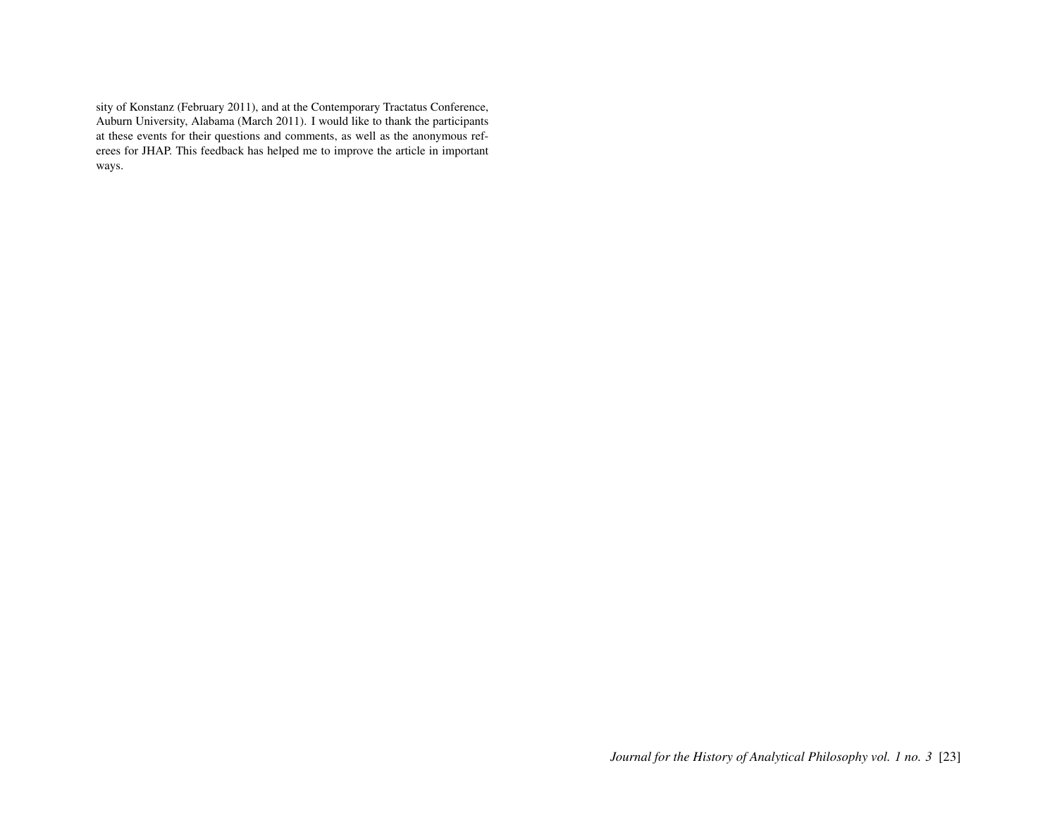sity of Konstanz (February 2011), and at the Contemporary Tractatus Conference, Auburn University, Alabama (March 2011). I would like to thank the participants at these events for their questions and comments, as well as the anonymous referees for JHAP. This feedback has helped me to improve the article in important ways.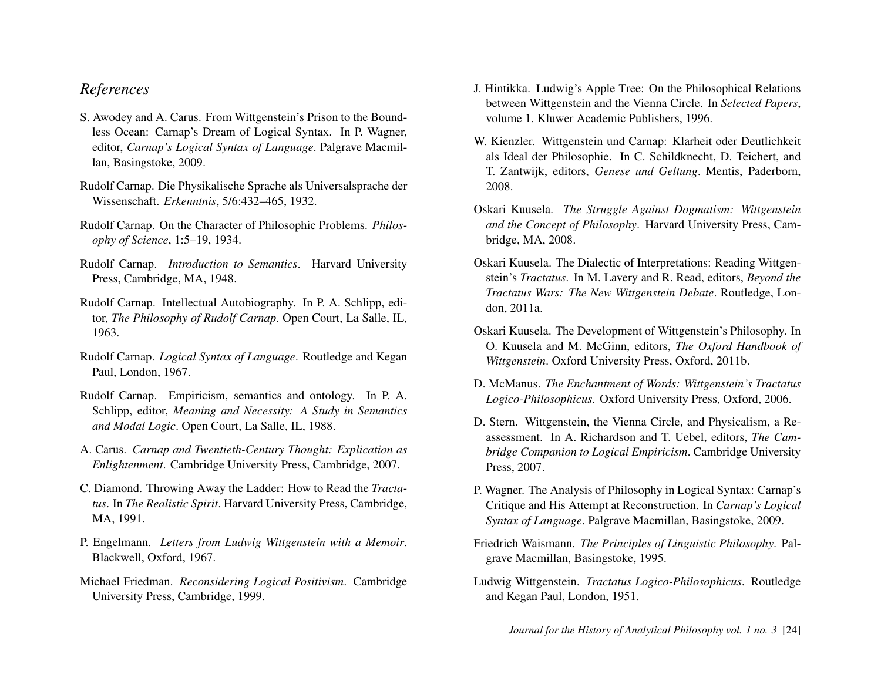## *References*

S. Awodey and A. Carus. From Wittgenstein's Prison to the Boundless Ocean: Carnap's Dream of Logical Syntax. In P. Wagner, editor, *Carnap's Logical Syntax of Language*. Palgrave Macmillan, Basingstoke, 2009.

Rudolf Carnap. Die Physikalische Sprache als Universalsprache der Wissenschaft. *Erkenntnis*, 5/6:432–465, 1932.

Rudolf Carnap. On the Character of Philosophic Problems. *Philosophy of Science*, 1:5–19, 1934.

Rudolf Carnap. *Introduction to Semantics*. Harvard University Press, Cambridge, MA, 1948.

Rudolf Carnap. Intellectual Autobiography. In P. A. Schlipp, editor, *The Philosophy of Rudolf Carnap*. Open Court, La Salle, IL, 1963.

Rudolf Carnap. *Logical Syntax of Language*. Routledge and Kegan Paul, London, 1967.

Rudolf Carnap. Empiricism, semantics and ontology. In P. A. Schlipp, editor, *Meaning and Necessity: A Study in Semantics and Modal Logic*. Open Court, La Salle, IL, 1988.

A. Carus. *Carnap and Twentieth-Century Thought: Explication as Enlightenment*. Cambridge University Press, Cambridge, 2007.

C. Diamond. Throwing Away the Ladder: How to Read the *Tractatus*. In *The Realistic Spirit*. Harvard University Press, Cambridge, MA, 1991.

P. Engelmann. *Letters from Ludwig Wittgenstein with a Memoir*. Blackwell, Oxford, 1967.

Michael Friedman. *Reconsidering Logical Positivism*. Cambridge University Press, Cambridge, 1999.

J. Hintikka. Ludwig's Apple Tree: On the Philosophical Relations between Wittgenstein and the Vienna Circle. In *Selected Papers*, volume 1. Kluwer Academic Publishers, 1996.

W. Kienzler. Wittgenstein und Carnap: Klarheit oder Deutlichkeit als Ideal der Philosophie. In C. Schildknecht, D. Teichert, and T. Zantwijk, editors, *Genese und Geltung*. Mentis, Paderborn, 2008.

Oskari Kuusela. *The Struggle Against Dogmatism: Wittgenstein and the Concept of Philosophy*. Harvard University Press, Cambridge, MA, 2008.

Oskari Kuusela. The Dialectic of Interpretations: Reading Wittgenstein's *Tractatus*. In M. Lavery and R. Read, editors, *Beyond the Tractatus Wars: The New Wittgenstein Debate*. Routledge, London, 2011a.

Oskari Kuusela. The Development of Wittgenstein's Philosophy. In O. Kuusela and M. McGinn, editors, *The Oxford Handbook of Wittgenstein*. Oxford University Press, Oxford, 2011b.

D. McManus. *The Enchantment of Words: Wittgenstein's Tractatus Logico-Philosophicus*. Oxford University Press, Oxford, 2006.

D. Stern. Wittgenstein, the Vienna Circle, and Physicalism, a Reassessment. In A. Richardson and T. Uebel, editors, *The Cambridge Companion to Logical Empiricism*. Cambridge University Press, 2007.

P. Wagner. The Analysis of Philosophy in Logical Syntax: Carnap's Critique and His Attempt at Reconstruction. In *Carnap's Logical Syntax of Language*. Palgrave Macmillan, Basingstoke, 2009.

Friedrich Waismann. *The Principles of Linguistic Philosophy*. Palgrave Macmillan, Basingstoke, 1995.

Ludwig Wittgenstein. *Tractatus Logico-Philosophicus*. Routledge and Kegan Paul, London, 1951.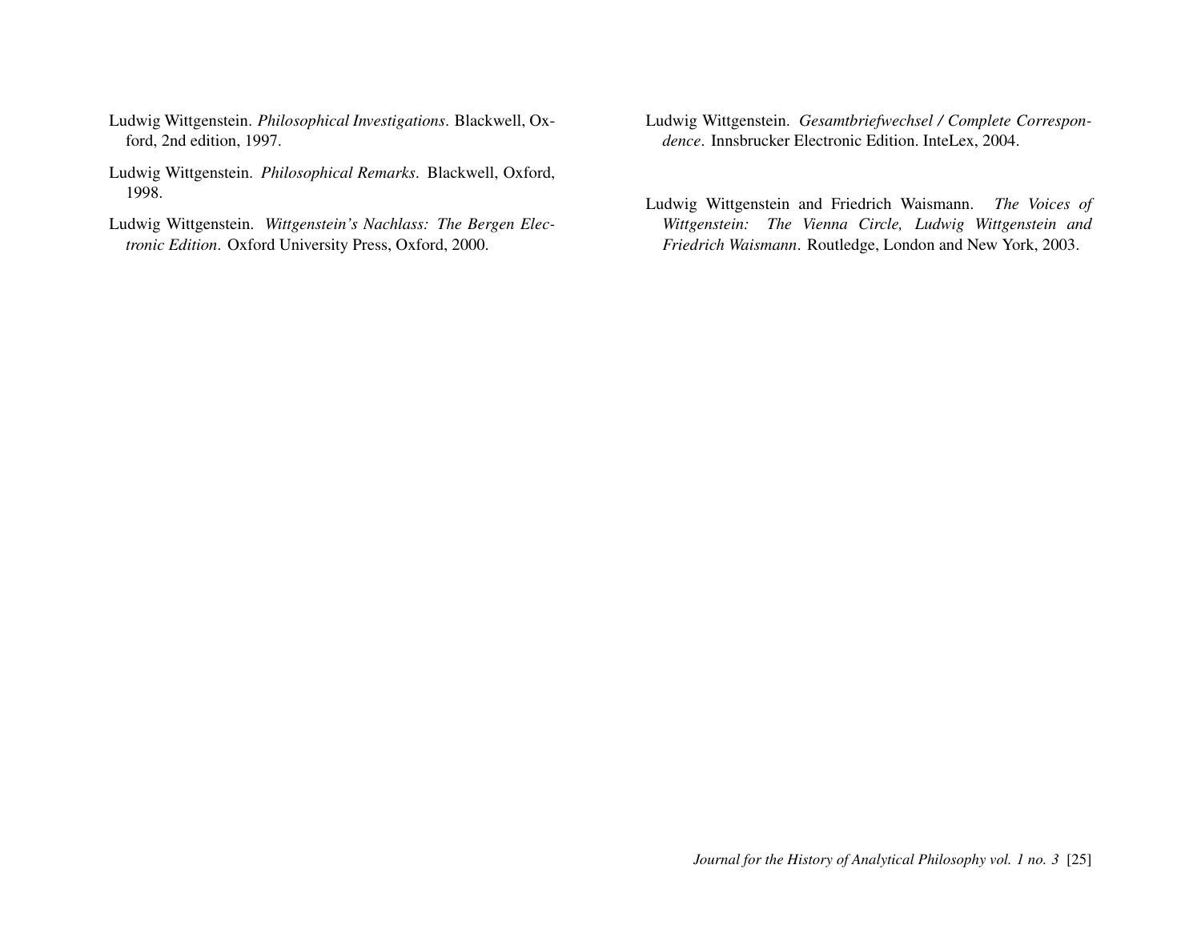Ludwig Wittgenstein. *Philosophical Investigations*. Blackwell, Oxford, 2nd edition, 1997.

Ludwig Wittgenstein. *Philosophical Remarks*. Blackwell, Oxford, 1998.

Ludwig Wittgenstein. *Wittgenstein's Nachlass: The Bergen Electronic Edition*. Oxford University Press, Oxford, 2000.

Ludwig Wittgenstein. *Gesamtbriefwechsel / Complete Correspondence*. Innsbrucker Electronic Edition. InteLex, 2004.

Ludwig Wittgenstein and Friedrich Waismann. *The Voices of Wittgenstein: The Vienna Circle, Ludwig Wittgenstein and Friedrich Waismann*. Routledge, London and New York, 2003.